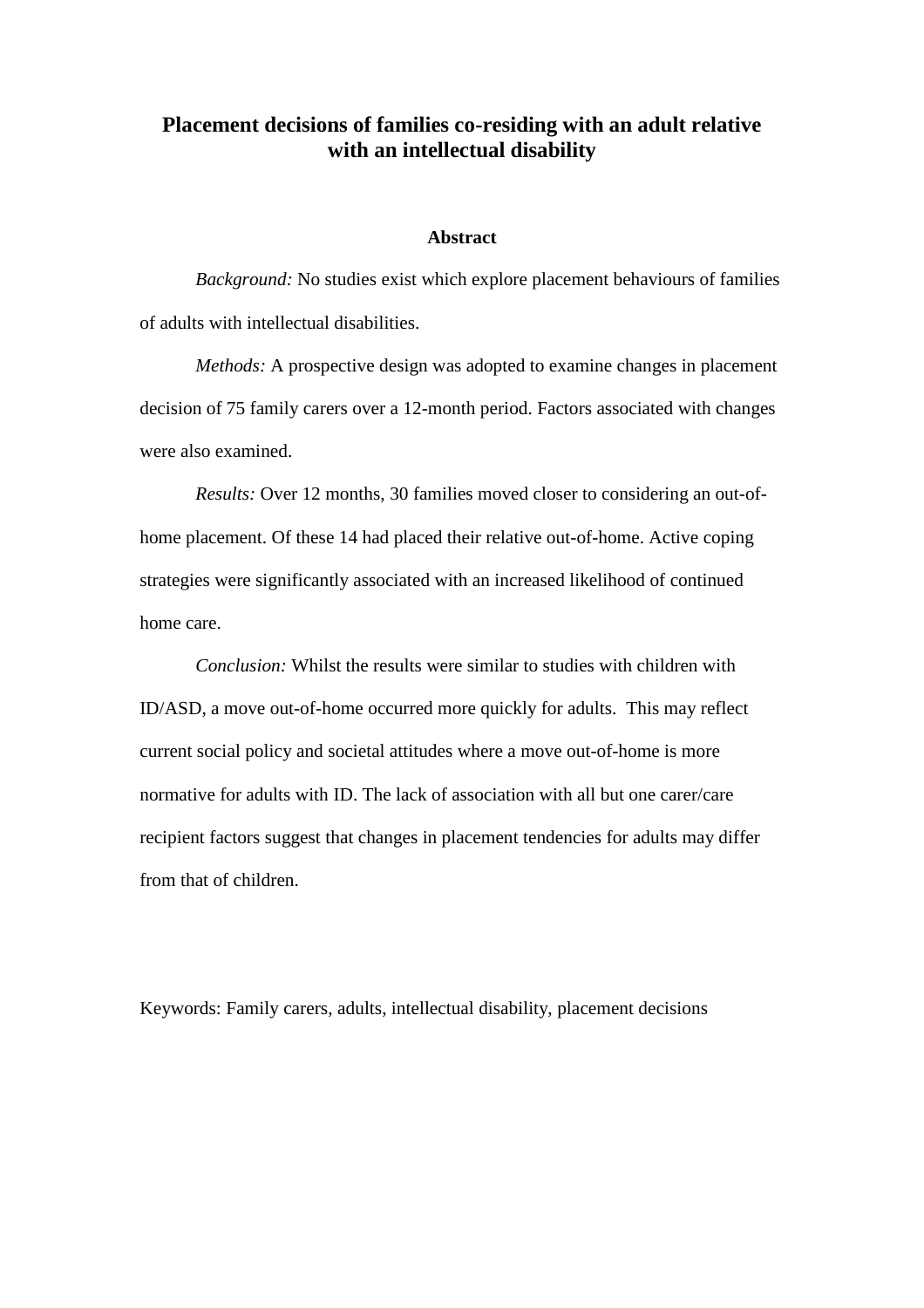# Placement decisions of families co-residing with an adult relative with an intellectual disability

## Abstract

*Background:* No studies exist which explore placement behaviours of families of adults with intellectual disabilities.

*Methods:* A prospective design was adopted to examine changes in placement decision of 75 family carers over a 12-month period. Factors associated with changes were also examined.

*Results:* Over 12 months, 30 families moved closer to considering an out-of-home placement. Of these 14 had placed their relative out-of-home. Active coping strategies were significantly associated with an increased likelihood of continued home care.

*Conclusion:* Whilst the results were similar to studies with children with ID/ASD, a move out-of-home occurred more quickly for adults. This may reflect current social policy and societal attitudes where a move out-of-home is more normative for adults with ID. The lack of association with all but one carer/care recipient factors suggest that changes in placement tendencies for adults may differ from that of children.

Keywords: Family carers, adults, intellectual disability, placement decisions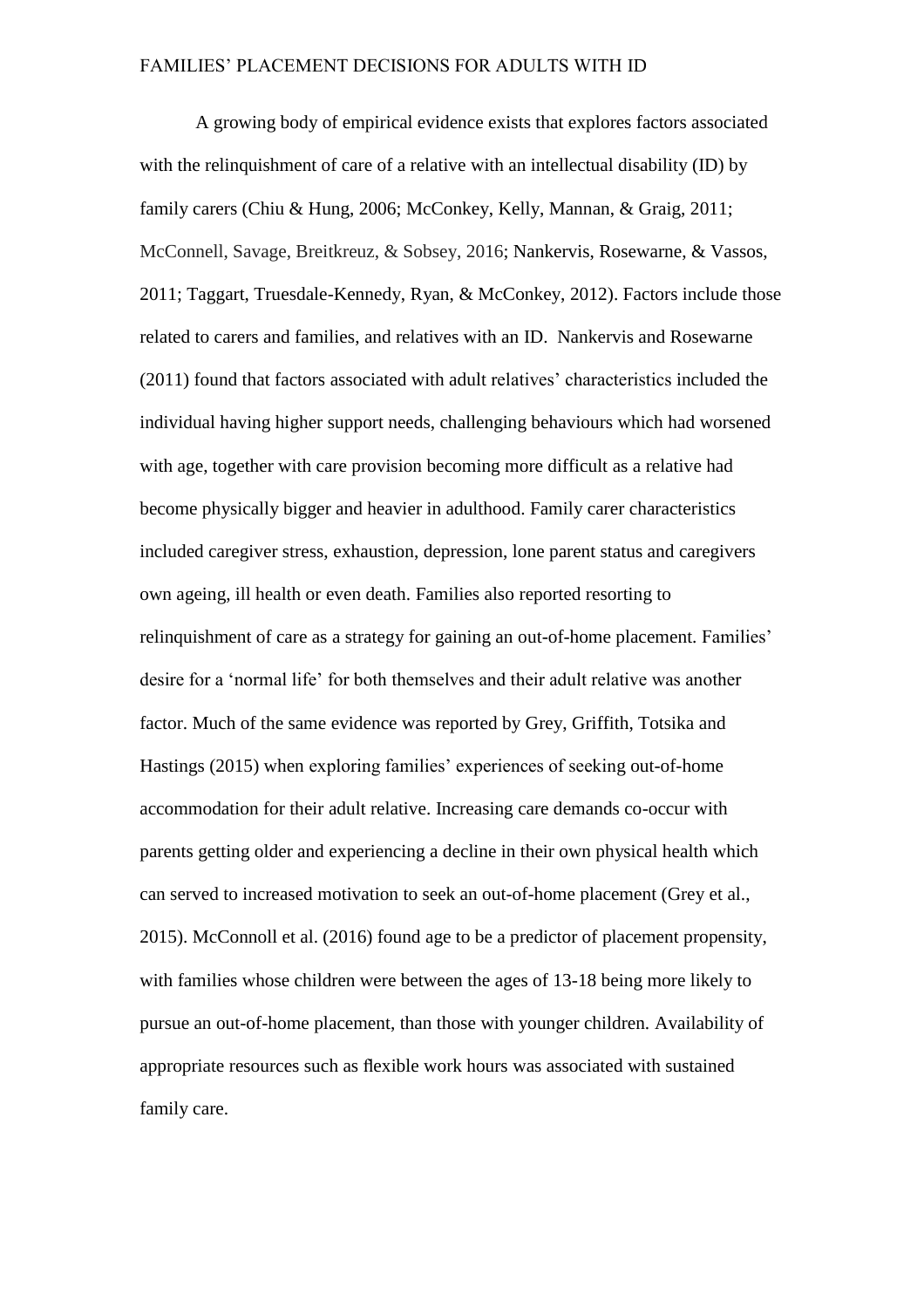A growing body of empirical evidence exists that explores factors associated with the relinquishment of care of a relative with an intellectual disability (ID) by family carers (Chiu & Hung, 2006; McConkey, Kelly, Mannan, & Graig, 2011; McConnell, Savage, Breitkreuz, & Sobsey, 2016; Nankervis, Rosewarne, & Vassos, 2011; Taggart, Truesdale-Kennedy, Ryan, & McConkey, 2012). Factors include those related to carers and families, and relatives with an ID. Nankervis and Rosewarne (2011) found that factors associated with adult relatives' characteristics included the individual having higher support needs, challenging behaviours which had worsened with age, together with care provision becoming more difficult as a relative had become physically bigger and heavier in adulthood. Family carer characteristics included caregiver stress, exhaustion, depression, lone parent status and caregivers own ageing, ill health or even death. Families also reported resorting to relinquishment of care as a strategy for gaining an out-of-home placement. Families' desire for a 'normal life' for both themselves and their adult relative was another factor. Much of the same evidence was reported by Grey, Griffith, Totsika and Hastings (2015) when exploring families' experiences of seeking out-of-home accommodation for their adult relative. Increasing care demands co-occur with parents getting older and experiencing a decline in their own physical health which can served to increased motivation to seek an out-of-home placement (Grey et al., 2015). McConnoll et al. (2016) found age to be a predictor of placement propensity, with families whose children were between the ages of 13-18 being more likely to pursue an out-of-home placement, than those with younger children. Availability of appropriate resources such as flexible work hours was associated with sustained family care.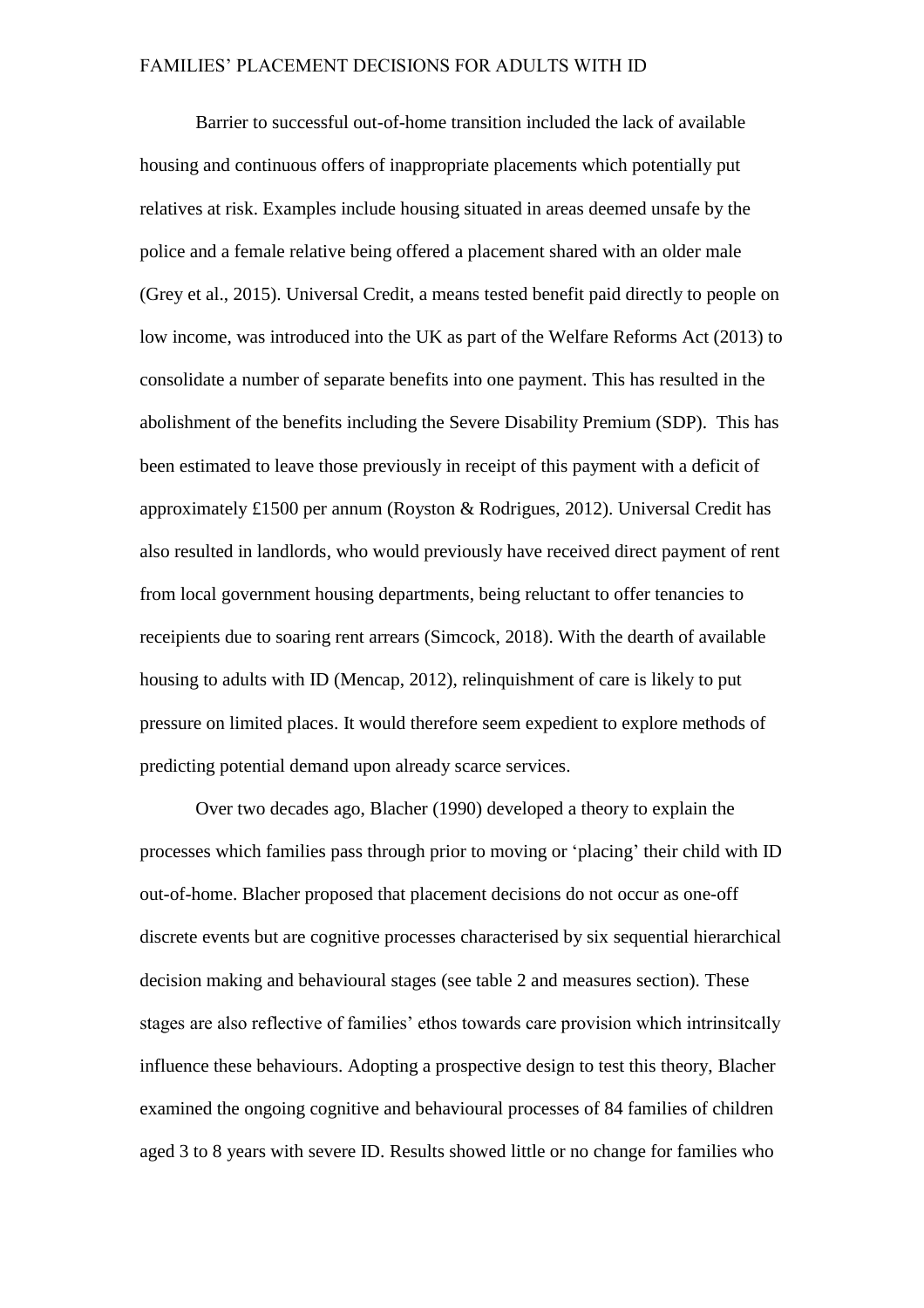Barrier to successful out-of-home transition included the lack of available housing and continuous offers of inappropriate placements which potentially put relatives at risk. Examples include housing situated in areas deemed unsafe by the police and a female relative being offered a placement shared with an older male (Grey et al., 2015). Universal Credit, a means tested benefit paid directly to people on low income, was introduced into the UK as part of the Welfare Reforms Act (2013) to consolidate a number of separate benefits into one payment. This has resulted in the abolishment of the benefits including the Severe Disability Premium (SDP). This has been estimated to leave those previously in receipt of this payment with a deficit of approximately £1500 per annum (Royston & Rodrigues, 2012). Universal Credit has also resulted in landlords, who would previously have received direct payment of rent from local government housing departments, being reluctant to offer tenancies to receipients due to soaring rent arrears (Simcock, 2018). With the dearth of available housing to adults with ID (Mencap, 2012), relinquishment of care is likely to put pressure on limited places. It would therefore seem expedient to explore methods of predicting potential demand upon already scarce services.

Over two decades ago, Blacher (1990) developed a theory to explain the processes which families pass through prior to moving or 'placing' their child with ID out-of-home. Blacher proposed that placement decisions do not occur as one-off discrete events but are cognitive processes characterised by six sequential hierarchical decision making and behavioural stages (see table 2 and measures section). These stages are also reflective of families' ethos towards care provision which intrinsitcally influence these behaviours. Adopting a prospective design to test this theory, Blacher examined the ongoing cognitive and behavioural processes of 84 families of children aged 3 to 8 years with severe ID. Results showed little or no change for families who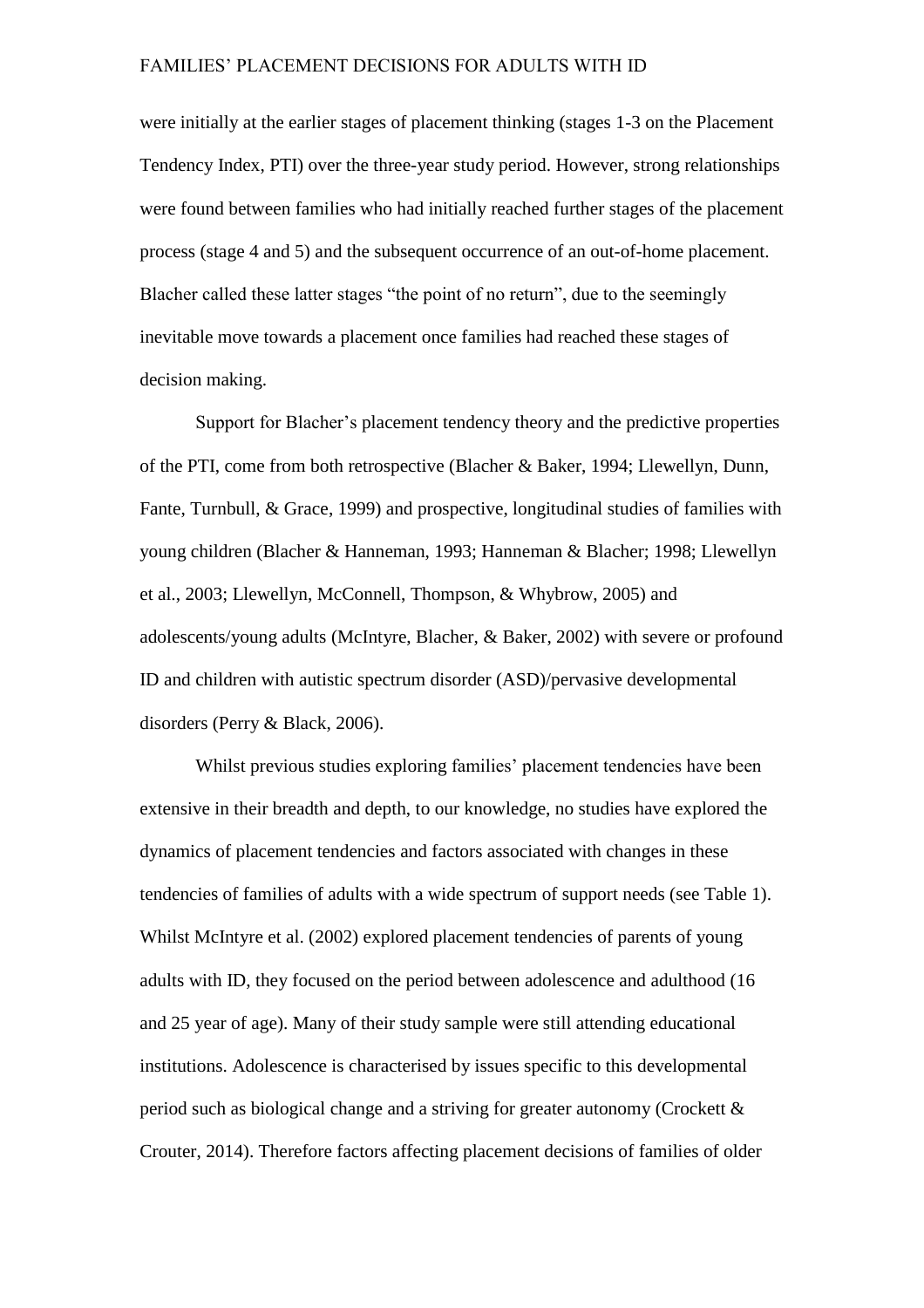were initially at the earlier stages of placement thinking (stages 1-3 on the Placement Tendency Index, PTI) over the three-year study period. However, strong relationships were found between families who had initially reached further stages of the placement process (stage 4 and 5) and the subsequent occurrence of an out-of-home placement. Blacher called these latter stages "the point of no return", due to the seemingly inevitable move towards a placement once families had reached these stages of decision making.

Support for Blacher's placement tendency theory and the predictive properties of the PTI, come from both retrospective (Blacher & Baker, 1994; Llewellyn, Dunn, Fante, Turnbull, & Grace, 1999) and prospective, longitudinal studies of families with young children (Blacher & Hanneman, 1993; Hanneman & Blacher; 1998; Llewellyn et al., 2003; Llewellyn, McConnell, Thompson, & Whybrow, 2005) and adolescents/young adults (McIntyre, Blacher, & Baker, 2002) with severe or profound ID and children with autistic spectrum disorder (ASD)/pervasive developmental disorders (Perry & Black, 2006).

Whilst previous studies exploring families' placement tendencies have been extensive in their breadth and depth, to our knowledge, no studies have explored the dynamics of placement tendencies and factors associated with changes in these tendencies of families of adults with a wide spectrum of support needs (see Table 1). Whilst McIntyre et al. (2002) explored placement tendencies of parents of young adults with ID, they focused on the period between adolescence and adulthood (16 and 25 year of age). Many of their study sample were still attending educational institutions. Adolescence is characterised by issues specific to this developmental period such as biological change and a striving for greater autonomy (Crockett & Crouter, 2014). Therefore factors affecting placement decisions of families of older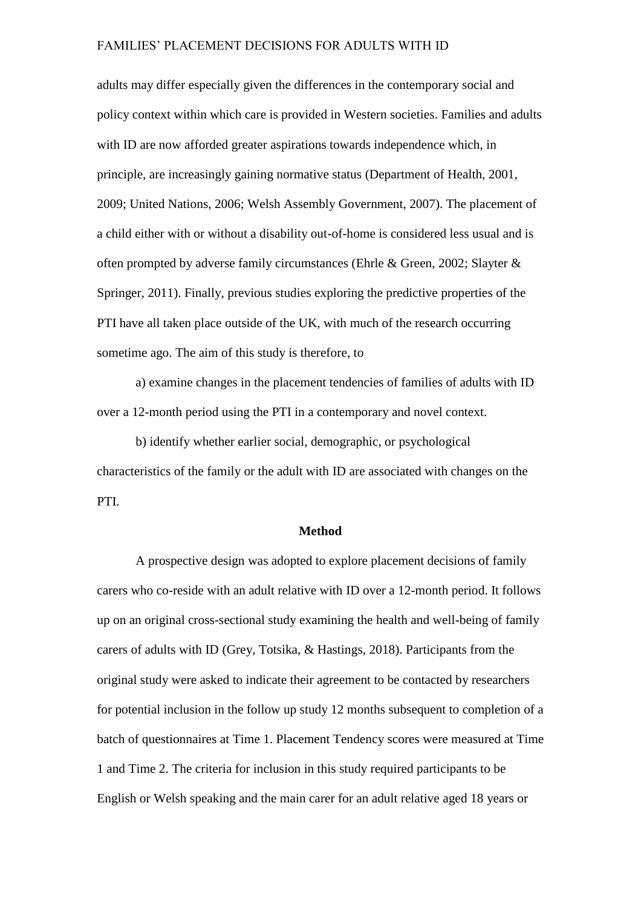adults may differ especially given the differences in the contemporary social and policy context within which care is provided in Western societies. Families and adults with ID are now afforded greater aspirations towards independence which, in principle, are increasingly gaining normative status (Department of Health, 2001, 2009; United Nations, 2006; Welsh Assembly Government, 2007). The placement of a child either with or without a disability out-of-home is considered less usual and is often prompted by adverse family circumstances (Ehrle & Green, 2002; Slayter & Springer, 2011). Finally, previous studies exploring the predictive properties of the PTI have all taken place outside of the UK, with much of the research occurring sometime ago. The aim of this study is therefore, to

a) examine changes in the placement tendencies of families of adults with ID over a 12-month period using the PTI in a contemporary and novel context.

b) identify whether earlier social, demographic, or psychological characteristics of the family or the adult with ID are associated with changes on the PTI.

## Method

A prospective design was adopted to explore placement decisions of family carers who co-reside with an adult relative with ID over a 12-month period. It follows up on an original cross-sectional study examining the health and well-being of family carers of adults with ID (Grey, Totsika, & Hastings, 2018). Participants from the original study were asked to indicate their agreement to be contacted by researchers for potential inclusion in the follow up study 12 months subsequent to completion of a batch of questionnaires at Time 1. Placement Tendency scores were measured at Time 1 and Time 2. The criteria for inclusion in this study required participants to be English or Welsh speaking and the main carer for an adult relative aged 18 years or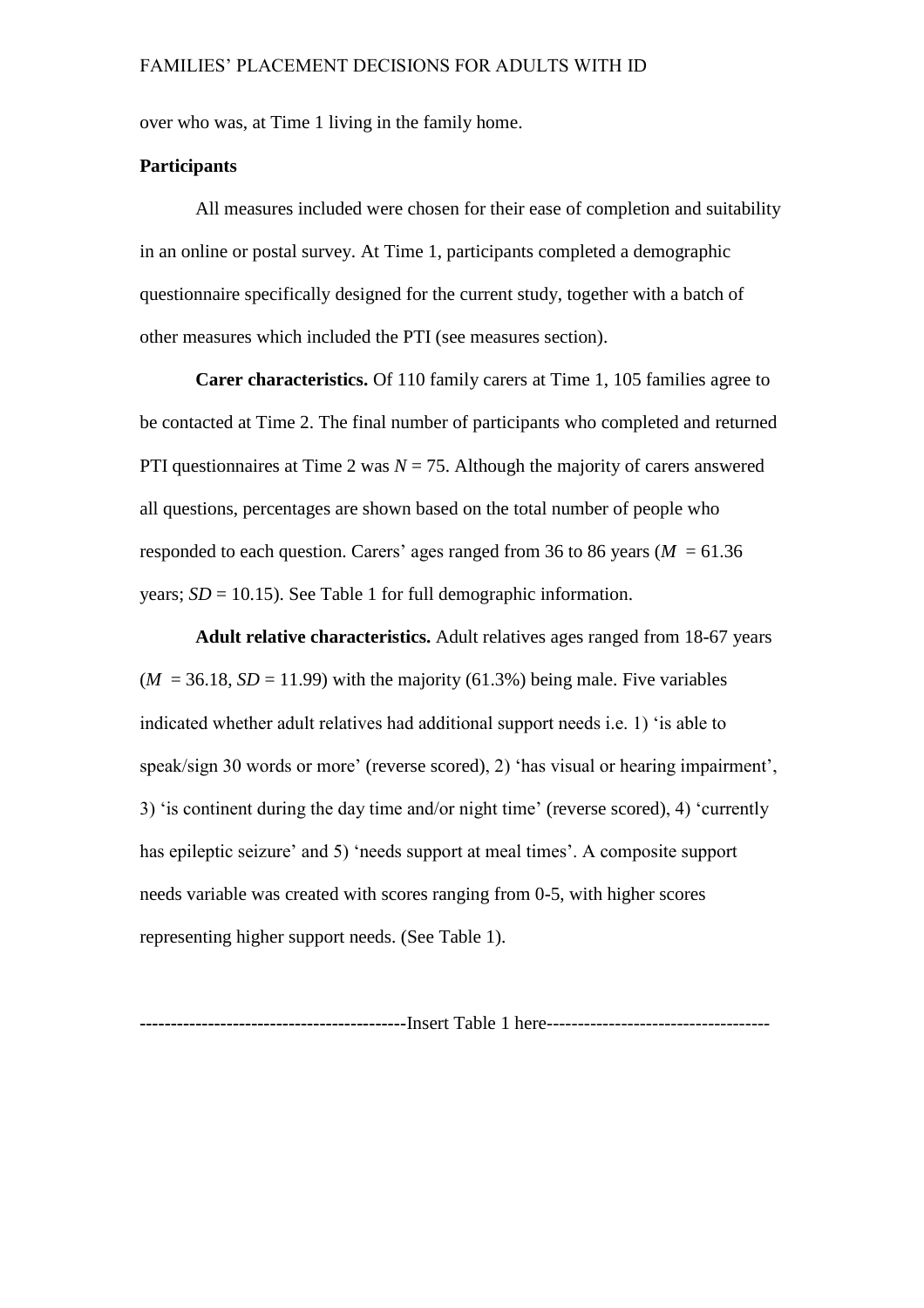over who was, at Time 1 living in the family home.

**Participants**

All measures included were chosen for their ease of completion and suitability in an online or postal survey. At Time 1, participants completed a demographic questionnaire specifically designed for the current study, together with a batch of other measures which included the PTI (see measures section).

**Carer characteristics.** Of 110 family carers at Time 1, 105 families agree to be contacted at Time 2. The final number of participants who completed and returned PTI questionnaires at Time 2 was $N = 75$. Although the majority of carers answered all questions, percentages are shown based on the total number of people who responded to each question. Carers' ages ranged from 36 to 86 years ($M = 61.36$ years; $SD = 10.15$). See Table 1 for full demographic information.

**Adult relative characteristics.** Adult relatives ages ranged from 18-67 years ($M = 36.18$, $SD = 11.99$) with the majority (61.3%) being male. Five variables indicated whether adult relatives had additional support needs i.e. 1) 'is able to speak/sign 30 words or more' (reverse scored), 2) 'has visual or hearing impairment', 3) 'is continent during the day time and/or night time' (reverse scored), 4) 'currently has epileptic seizure' and 5) 'needs support at meal times'. A composite support needs variable was created with scores ranging from 0-5, with higher scores representing higher support needs. (See Table 1).

-------------------------------------------Insert Table 1 here-----------------------------------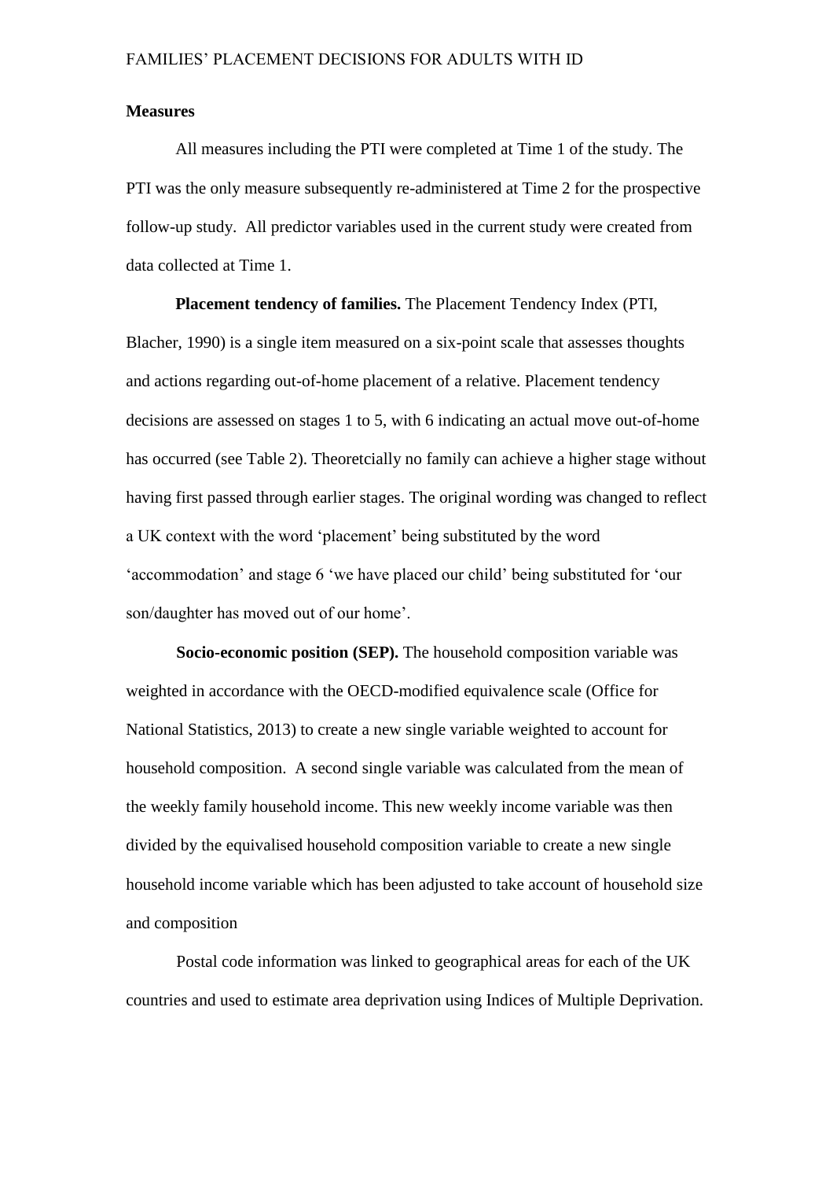## Measures

All measures including the PTI were completed at Time 1 of the study. The PTI was the only measure subsequently re-administered at Time 2 for the prospective follow-up study. All predictor variables used in the current study were created from data collected at Time 1.

**Placement tendency of families.** The Placement Tendency Index (PTI, Blacher, 1990) is a single item measured on a six-point scale that assesses thoughts and actions regarding out-of-home placement of a relative. Placement tendency decisions are assessed on stages 1 to 5, with 6 indicating an actual move out-of-home has occurred (see Table 2). Theoretcially no family can achieve a higher stage without having first passed through earlier stages. The original wording was changed to reflect a UK context with the word 'placement' being substituted by the word 'accommodation' and stage 6 'we have placed our child' being substituted for 'our son/daughter has moved out of our home'.

**Socio-economic position (SEP).** The household composition variable was weighted in accordance with the OECD-modified equivalence scale (Office for National Statistics, 2013) to create a new single variable weighted to account for household composition. A second single variable was calculated from the mean of the weekly family household income. This new weekly income variable was then divided by the equivalised household composition variable to create a new single household income variable which has been adjusted to take account of household size and composition

Postal code information was linked to geographical areas for each of the UK countries and used to estimate area deprivation using Indices of Multiple Deprivation.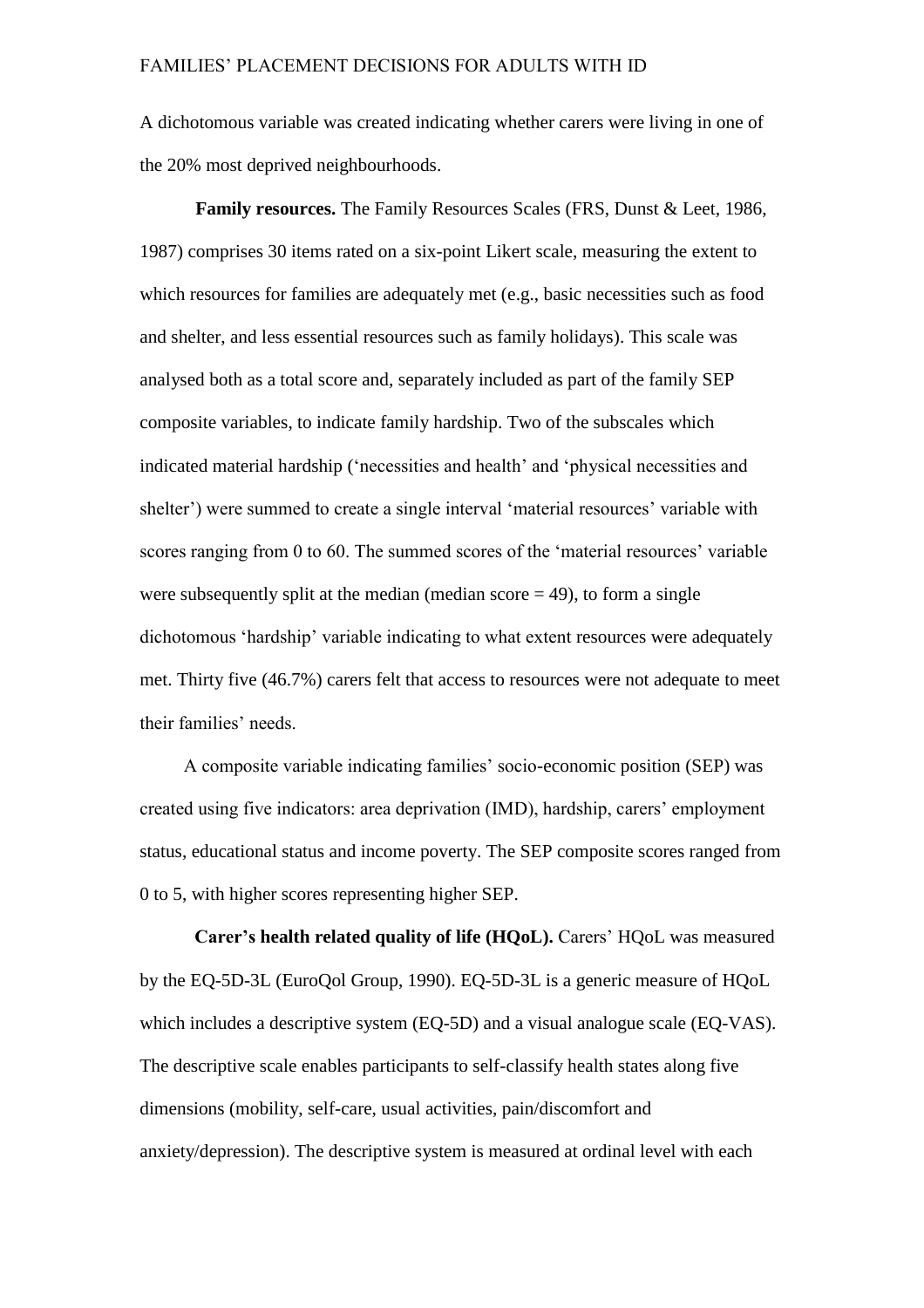A dichotomous variable was created indicating whether carers were living in one of the 20% most deprived neighbourhoods.

**Family resources.** The Family Resources Scales (FRS, Dunst & Leet, 1986, 1987) comprises 30 items rated on a six-point Likert scale, measuring the extent to which resources for families are adequately met (e.g., basic necessities such as food and shelter, and less essential resources such as family holidays). This scale was analysed both as a total score and, separately included as part of the family SEP composite variables, to indicate family hardship. Two of the subscales which indicated material hardship ('necessities and health' and 'physical necessities and shelter') were summed to create a single interval 'material resources' variable with scores ranging from 0 to 60. The summed scores of the 'material resources' variable were subsequently split at the median (median score = 49), to form a single dichotomous 'hardship' variable indicating to what extent resources were adequately met. Thirty five (46.7%) carers felt that access to resources were not adequate to meet their families' needs.

A composite variable indicating families' socio-economic position (SEP) was created using five indicators: area deprivation (IMD), hardship, carers' employment status, educational status and income poverty. The SEP composite scores ranged from 0 to 5, with higher scores representing higher SEP.

**Carer's health related quality of life (HQoL).** Carers' HQoL was measured by the EQ-5D-3L (EuroQol Group, 1990). EQ-5D-3L is a generic measure of HQoL which includes a descriptive system (EQ-5D) and a visual analogue scale (EQ-VAS). The descriptive scale enables participants to self-classify health states along five dimensions (mobility, self-care, usual activities, pain/discomfort and anxiety/depression). The descriptive system is measured at ordinal level with each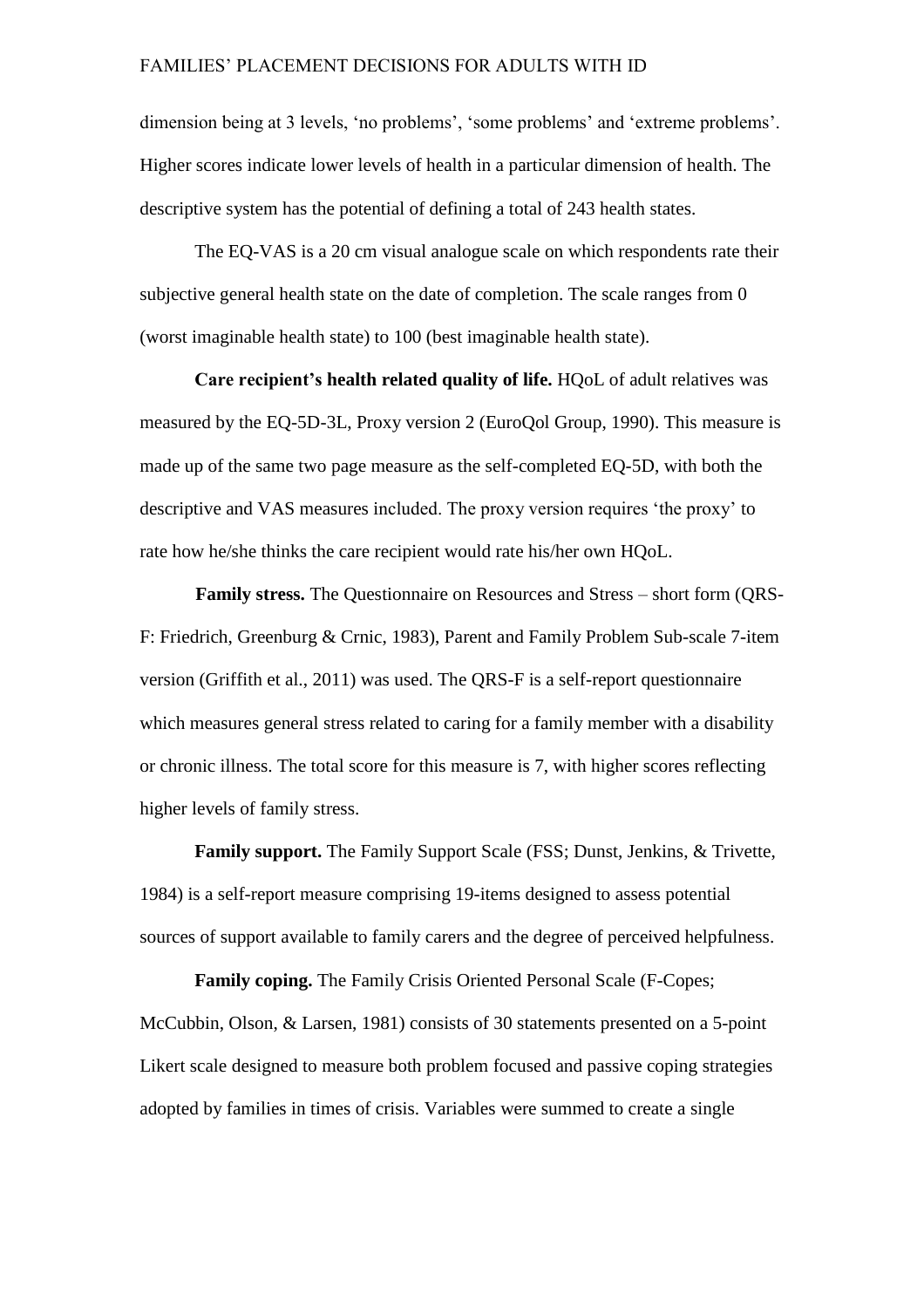dimension being at 3 levels, 'no problems', 'some problems' and 'extreme problems'. Higher scores indicate lower levels of health in a particular dimension of health. The descriptive system has the potential of defining a total of 243 health states.

The EQ-VAS is a 20 cm visual analogue scale on which respondents rate their subjective general health state on the date of completion. The scale ranges from 0 (worst imaginable health state) to 100 (best imaginable health state).

**Care recipient's health related quality of life.** HQoL of adult relatives was measured by the EQ-5D-3L, Proxy version 2 (EuroQol Group, 1990). This measure is made up of the same two page measure as the self-completed EQ-5D, with both the descriptive and VAS measures included. The proxy version requires 'the proxy' to rate how he/she thinks the care recipient would rate his/her own HQoL.

**Family stress.** The Questionnaire on Resources and Stress – short form (QRS-F: Friedrich, Greenburg & Crnic, 1983), Parent and Family Problem Sub-scale 7-item version (Griffith et al., 2011) was used. The QRS-F is a self-report questionnaire which measures general stress related to caring for a family member with a disability or chronic illness. The total score for this measure is 7, with higher scores reflecting higher levels of family stress.

**Family support.** The Family Support Scale (FSS; Dunst, Jenkins, & Trivette, 1984) is a self-report measure comprising 19-items designed to assess potential sources of support available to family carers and the degree of perceived helpfulness.

**Family coping.** The Family Crisis Oriented Personal Scale (F-Copes; McCubbin, Olson, & Larsen, 1981) consists of 30 statements presented on a 5-point Likert scale designed to measure both problem focused and passive coping strategies adopted by families in times of crisis. Variables were summed to create a single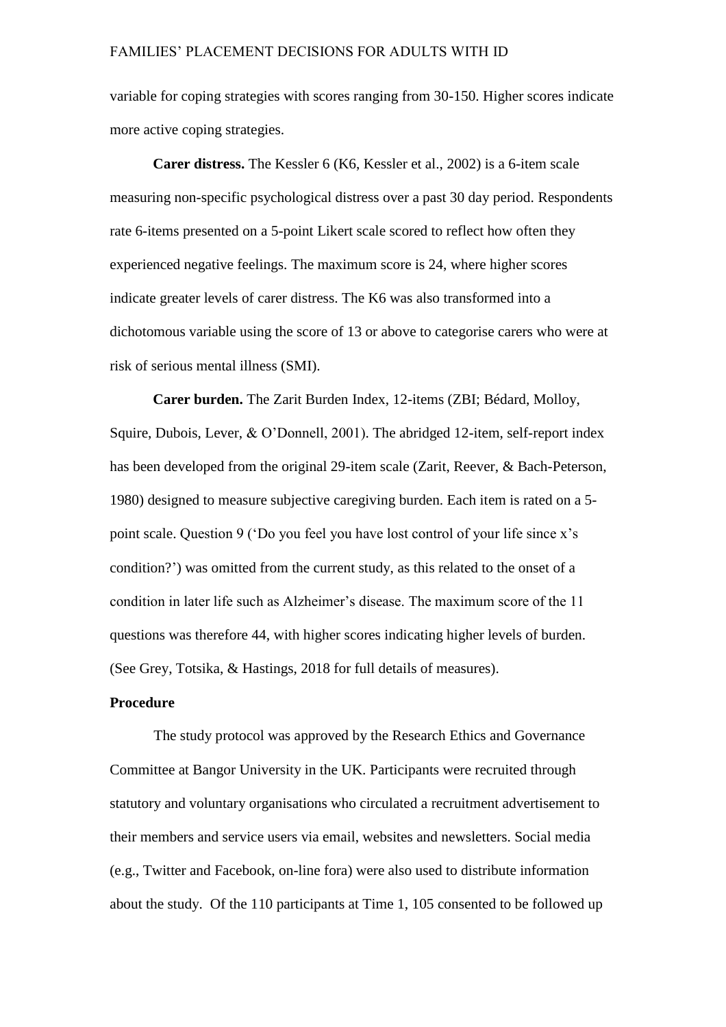variable for coping strategies with scores ranging from 30-150. Higher scores indicate more active coping strategies.

**Carer distress.** The Kessler 6 (K6, Kessler et al., 2002) is a 6-item scale measuring non-specific psychological distress over a past 30 day period. Respondents rate 6-items presented on a 5-point Likert scale scored to reflect how often they experienced negative feelings. The maximum score is 24, where higher scores indicate greater levels of carer distress. The K6 was also transformed into a dichotomous variable using the score of 13 or above to categorise carers who were at risk of serious mental illness (SMI).

**Carer burden.** The Zarit Burden Index, 12-items (ZBI; Bédard, Molloy, Squire, Dubois, Lever, & O'Donnell, 2001). The abridged 12-item, self-report index has been developed from the original 29-item scale (Zarit, Reever, & Bach-Peterson, 1980) designed to measure subjective caregiving burden. Each item is rated on a 5-point scale. Question 9 ('Do you feel you have lost control of your life since x's condition?') was omitted from the current study, as this related to the onset of a condition in later life such as Alzheimer's disease. The maximum score of the 11 questions was therefore 44, with higher scores indicating higher levels of burden. (See Grey, Totsika, & Hastings, 2018 for full details of measures).

**Procedure**

The study protocol was approved by the Research Ethics and Governance Committee at Bangor University in the UK. Participants were recruited through statutory and voluntary organisations who circulated a recruitment advertisement to their members and service users via email, websites and newsletters. Social media (e.g., Twitter and Facebook, on-line fora) were also used to distribute information about the study. Of the 110 participants at Time 1, 105 consented to be followed up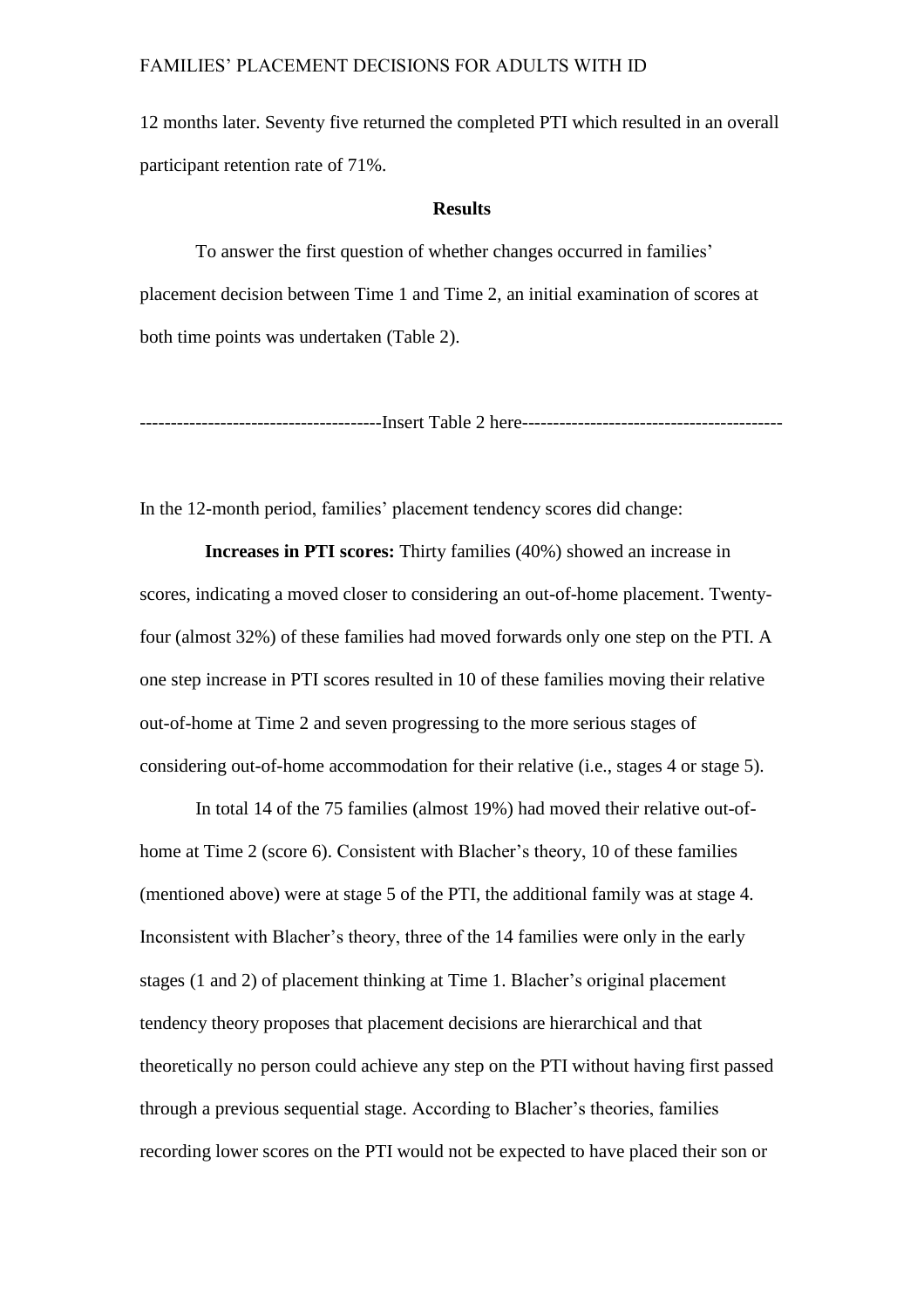12 months later. Seventy five returned the completed PTI which resulted in an overall participant retention rate of 71%.

## Results

To answer the first question of whether changes occurred in families' placement decision between Time 1 and Time 2, an initial examination of scores at both time points was undertaken (Table 2).

--------------------------------------Insert Table 2 here-----------------------------------------

In the 12-month period, families' placement tendency scores did change:

**Increases in PTI scores:** Thirty families (40%) showed an increase in scores, indicating a moved closer to considering an out-of-home placement. Twenty-four (almost 32%) of these families had moved forwards only one step on the PTI. A one step increase in PTI scores resulted in 10 of these families moving their relative out-of-home at Time 2 and seven progressing to the more serious stages of considering out-of-home accommodation for their relative (i.e., stages 4 or stage 5).

In total 14 of the 75 families (almost 19%) had moved their relative out-of-home at Time 2 (score 6). Consistent with Blacher's theory, 10 of these families (mentioned above) were at stage 5 of the PTI, the additional family was at stage 4. Inconsistent with Blacher's theory, three of the 14 families were only in the early stages (1 and 2) of placement thinking at Time 1. Blacher's original placement tendency theory proposes that placement decisions are hierarchical and that theoretically no person could achieve any step on the PTI without having first passed through a previous sequential stage. According to Blacher's theories, families recording lower scores on the PTI would not be expected to have placed their son or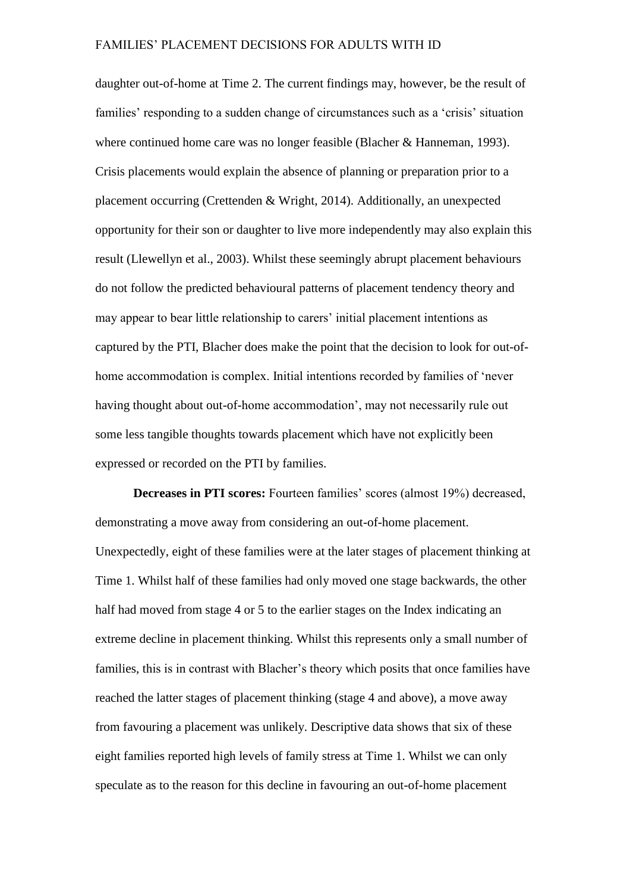daughter out-of-home at Time 2. The current findings may, however, be the result of families' responding to a sudden change of circumstances such as a 'crisis' situation where continued home care was no longer feasible (Blacher & Hanneman, 1993). Crisis placements would explain the absence of planning or preparation prior to a placement occurring (Crettenden & Wright, 2014). Additionally, an unexpected opportunity for their son or daughter to live more independently may also explain this result (Llewellyn et al., 2003). Whilst these seemingly abrupt placement behaviours do not follow the predicted behavioural patterns of placement tendency theory and may appear to bear little relationship to carers' initial placement intentions as captured by the PTI, Blacher does make the point that the decision to look for out-of-home accommodation is complex. Initial intentions recorded by families of 'never having thought about out-of-home accommodation', may not necessarily rule out some less tangible thoughts towards placement which have not explicitly been expressed or recorded on the PTI by families.

**Decreases in PTI scores:** Fourteen families' scores (almost 19%) decreased, demonstrating a move away from considering an out-of-home placement. Unexpectedly, eight of these families were at the later stages of placement thinking at Time 1. Whilst half of these families had only moved one stage backwards, the other half had moved from stage 4 or 5 to the earlier stages on the Index indicating an extreme decline in placement thinking. Whilst this represents only a small number of families, this is in contrast with Blacher's theory which posits that once families have reached the latter stages of placement thinking (stage 4 and above), a move away from favouring a placement was unlikely. Descriptive data shows that six of these eight families reported high levels of family stress at Time 1. Whilst we can only speculate as to the reason for this decline in favouring an out-of-home placement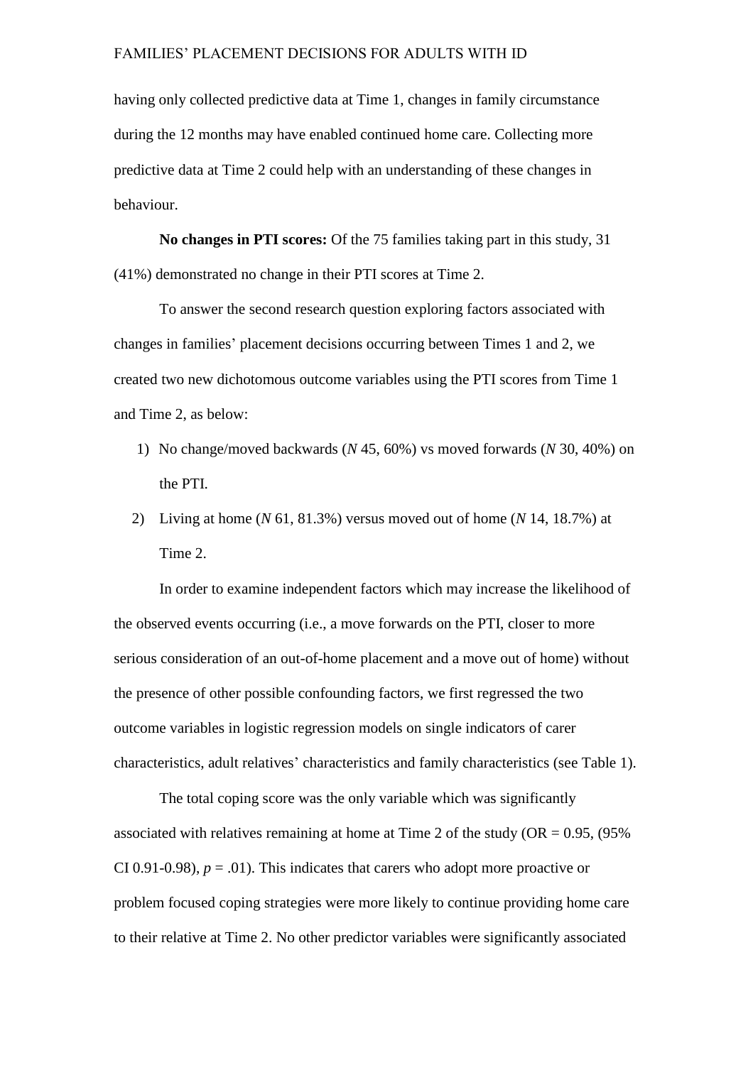having only collected predictive data at Time 1, changes in family circumstance during the 12 months may have enabled continued home care. Collecting more predictive data at Time 2 could help with an understanding of these changes in behaviour.

**No changes in PTI scores:** Of the 75 families taking part in this study, 31 (41%) demonstrated no change in their PTI scores at Time 2.

To answer the second research question exploring factors associated with changes in families' placement decisions occurring between Times 1 and 2, we created two new dichotomous outcome variables using the PTI scores from Time 1 and Time 2, as below:

1) No change/moved backwards (*N* 45, 60%) vs moved forwards (*N* 30, 40%) on the PTI.
2) Living at home (*N* 61, 81.3%) versus moved out of home (*N* 14, 18.7%) at Time 2.

In order to examine independent factors which may increase the likelihood of the observed events occurring (i.e., a move forwards on the PTI, closer to more serious consideration of an out-of-home placement and a move out of home) without the presence of other possible confounding factors, we first regressed the two outcome variables in logistic regression models on single indicators of carer characteristics, adult relatives' characteristics and family characteristics (see Table 1).

The total coping score was the only variable which was significantly associated with relatives remaining at home at Time 2 of the study (OR = 0.95, (95% CI 0.91-0.98), $p$ = .01). This indicates that carers who adopt more proactive or problem focused coping strategies were more likely to continue providing home care to their relative at Time 2. No other predictor variables were significantly associated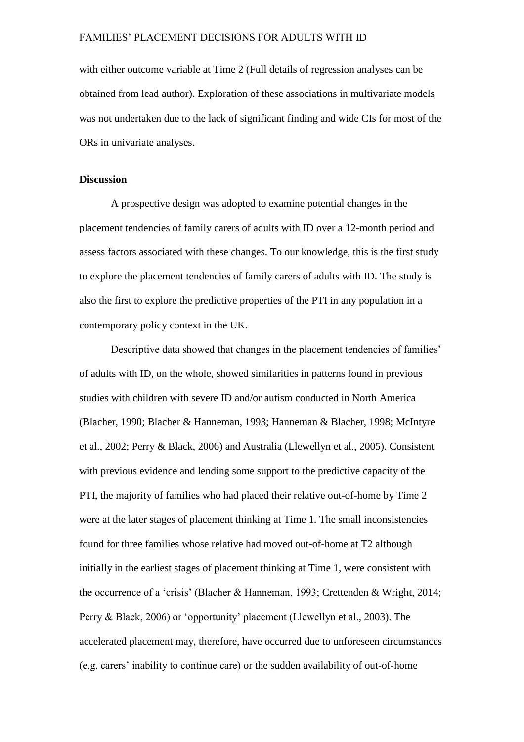with either outcome variable at Time 2 (Full details of regression analyses can be obtained from lead author). Exploration of these associations in multivariate models was not undertaken due to the lack of significant finding and wide CIs for most of the ORs in univariate analyses.

**Discussion**

A prospective design was adopted to examine potential changes in the placement tendencies of family carers of adults with ID over a 12-month period and assess factors associated with these changes. To our knowledge, this is the first study to explore the placement tendencies of family carers of adults with ID. The study is also the first to explore the predictive properties of the PTI in any population in a contemporary policy context in the UK.

Descriptive data showed that changes in the placement tendencies of families' of adults with ID, on the whole, showed similarities in patterns found in previous studies with children with severe ID and/or autism conducted in North America (Blacher, 1990; Blacher & Hanneman, 1993; Hanneman & Blacher, 1998; McIntyre et al., 2002; Perry & Black, 2006) and Australia (Llewellyn et al., 2005). Consistent with previous evidence and lending some support to the predictive capacity of the PTI, the majority of families who had placed their relative out-of-home by Time 2 were at the later stages of placement thinking at Time 1. The small inconsistencies found for three families whose relative had moved out-of-home at T2 although initially in the earliest stages of placement thinking at Time 1, were consistent with the occurrence of a 'crisis' (Blacher & Hanneman, 1993; Crettenden & Wright, 2014; Perry & Black, 2006) or 'opportunity' placement (Llewellyn et al., 2003). The accelerated placement may, therefore, have occurred due to unforeseen circumstances (e.g. carers' inability to continue care) or the sudden availability of out-of-home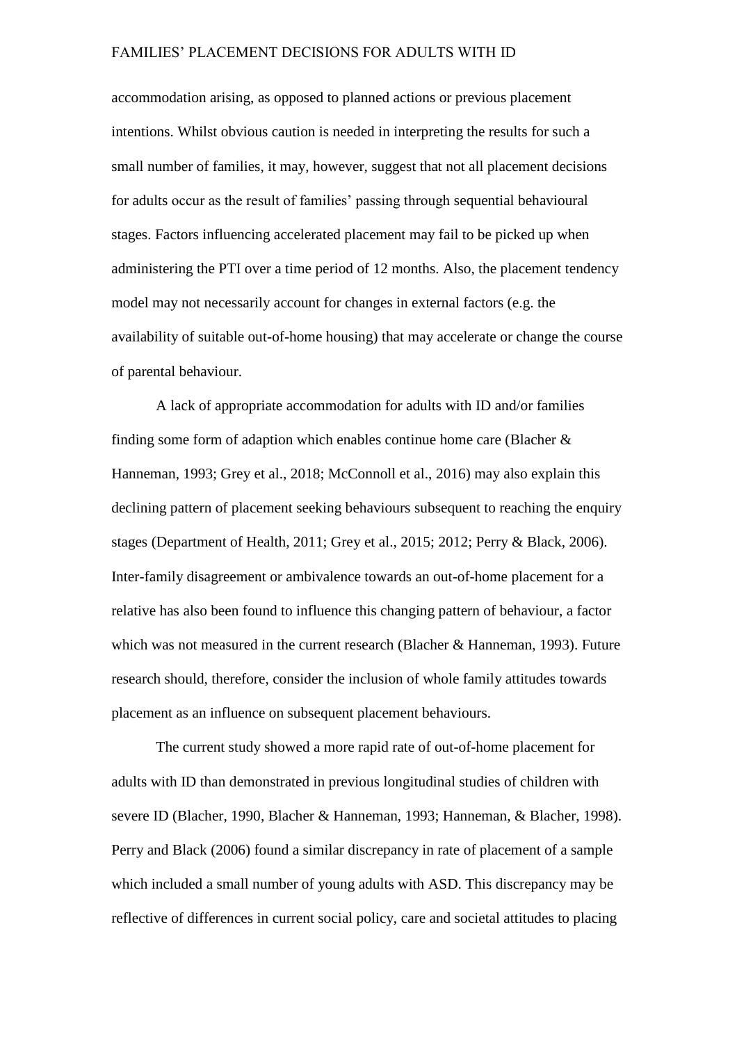accommodation arising, as opposed to planned actions or previous placement intentions. Whilst obvious caution is needed in interpreting the results for such a small number of families, it may, however, suggest that not all placement decisions for adults occur as the result of families' passing through sequential behavioural stages. Factors influencing accelerated placement may fail to be picked up when administering the PTI over a time period of 12 months. Also, the placement tendency model may not necessarily account for changes in external factors (e.g. the availability of suitable out-of-home housing) that may accelerate or change the course of parental behaviour.

A lack of appropriate accommodation for adults with ID and/or families finding some form of adaption which enables continue home care (Blacher & Hanneman, 1993; Grey et al., 2018; McConnoll et al., 2016) may also explain this declining pattern of placement seeking behaviours subsequent to reaching the enquiry stages (Department of Health, 2011; Grey et al., 2015; 2012; Perry & Black, 2006). Inter-family disagreement or ambivalence towards an out-of-home placement for a relative has also been found to influence this changing pattern of behaviour, a factor which was not measured in the current research (Blacher & Hanneman, 1993). Future research should, therefore, consider the inclusion of whole family attitudes towards placement as an influence on subsequent placement behaviours.

The current study showed a more rapid rate of out-of-home placement for adults with ID than demonstrated in previous longitudinal studies of children with severe ID (Blacher, 1990, Blacher & Hanneman, 1993; Hanneman, & Blacher, 1998). Perry and Black (2006) found a similar discrepancy in rate of placement of a sample which included a small number of young adults with ASD. This discrepancy may be reflective of differences in current social policy, care and societal attitudes to placing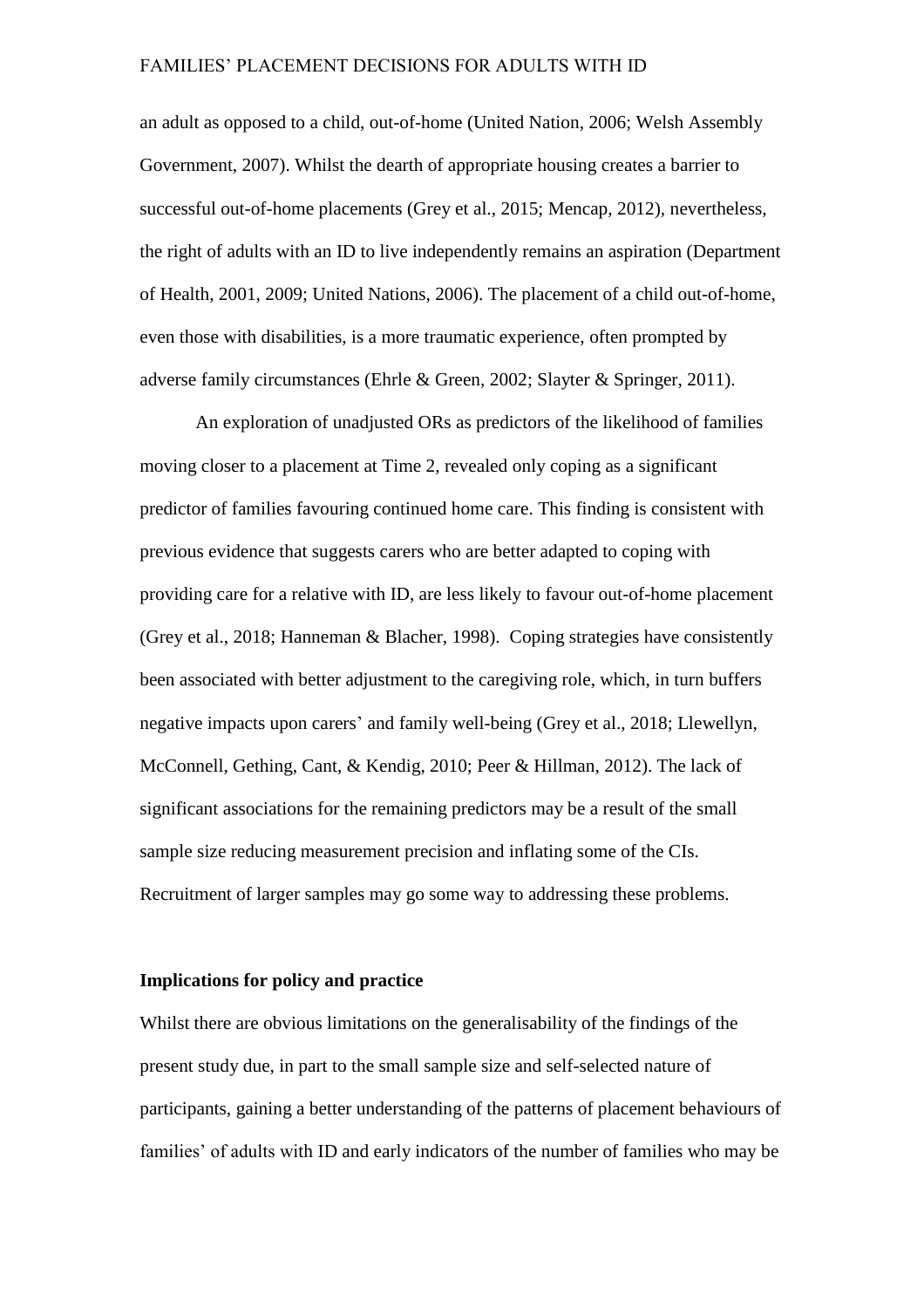an adult as opposed to a child, out-of-home (United Nation, 2006; Welsh Assembly Government, 2007). Whilst the dearth of appropriate housing creates a barrier to successful out-of-home placements (Grey et al., 2015; Mencap, 2012), nevertheless, the right of adults with an ID to live independently remains an aspiration (Department of Health, 2001, 2009; United Nations, 2006). The placement of a child out-of-home, even those with disabilities, is a more traumatic experience, often prompted by adverse family circumstances (Ehrle & Green, 2002; Slayter & Springer, 2011).

An exploration of unadjusted ORs as predictors of the likelihood of families moving closer to a placement at Time 2, revealed only coping as a significant predictor of families favouring continued home care. This finding is consistent with previous evidence that suggests carers who are better adapted to coping with providing care for a relative with ID, are less likely to favour out-of-home placement (Grey et al., 2018; Hanneman & Blacher, 1998). Coping strategies have consistently been associated with better adjustment to the caregiving role, which, in turn buffers negative impacts upon carers' and family well-being (Grey et al., 2018; Llewellyn, McConnell, Gething, Cant, & Kendig, 2010; Peer & Hillman, 2012). The lack of significant associations for the remaining predictors may be a result of the small sample size reducing measurement precision and inflating some of the CIs. Recruitment of larger samples may go some way to addressing these problems.

**Implications for policy and practice**

Whilst there are obvious limitations on the generalisability of the findings of the present study due, in part to the small sample size and self-selected nature of participants, gaining a better understanding of the patterns of placement behaviours of families' of adults with ID and early indicators of the number of families who may be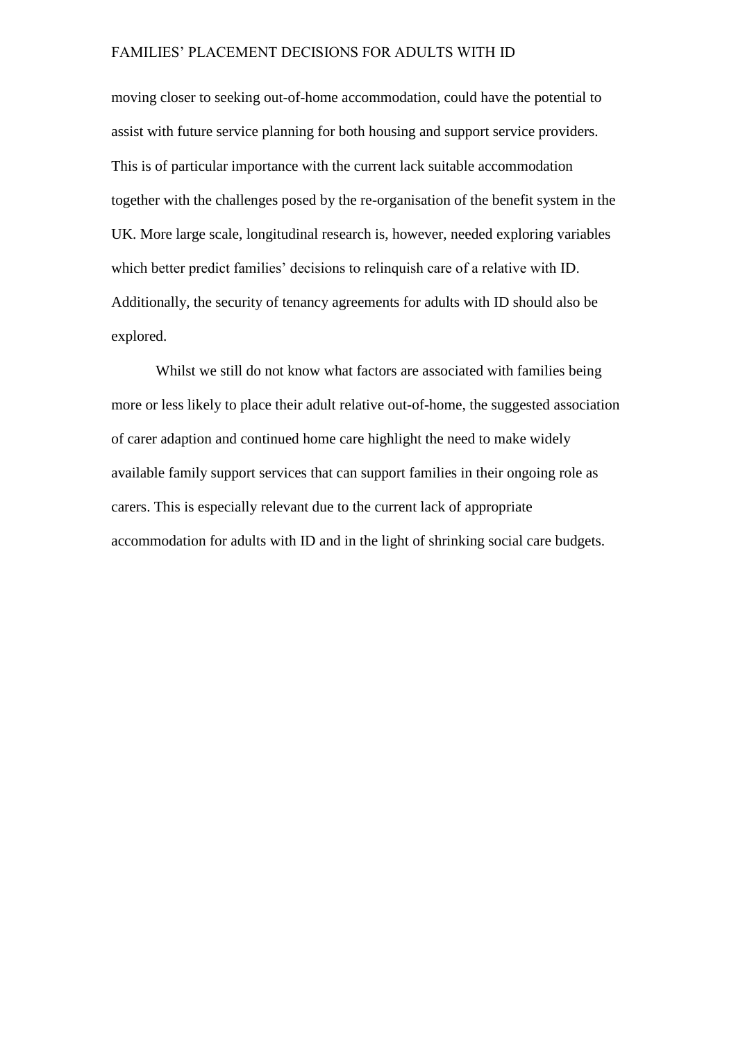moving closer to seeking out-of-home accommodation, could have the potential to assist with future service planning for both housing and support service providers. This is of particular importance with the current lack suitable accommodation together with the challenges posed by the re-organisation of the benefit system in the UK. More large scale, longitudinal research is, however, needed exploring variables which better predict families' decisions to relinquish care of a relative with ID. Additionally, the security of tenancy agreements for adults with ID should also be explored.

Whilst we still do not know what factors are associated with families being more or less likely to place their adult relative out-of-home, the suggested association of carer adaption and continued home care highlight the need to make widely available family support services that can support families in their ongoing role as carers. This is especially relevant due to the current lack of appropriate accommodation for adults with ID and in the light of shrinking social care budgets.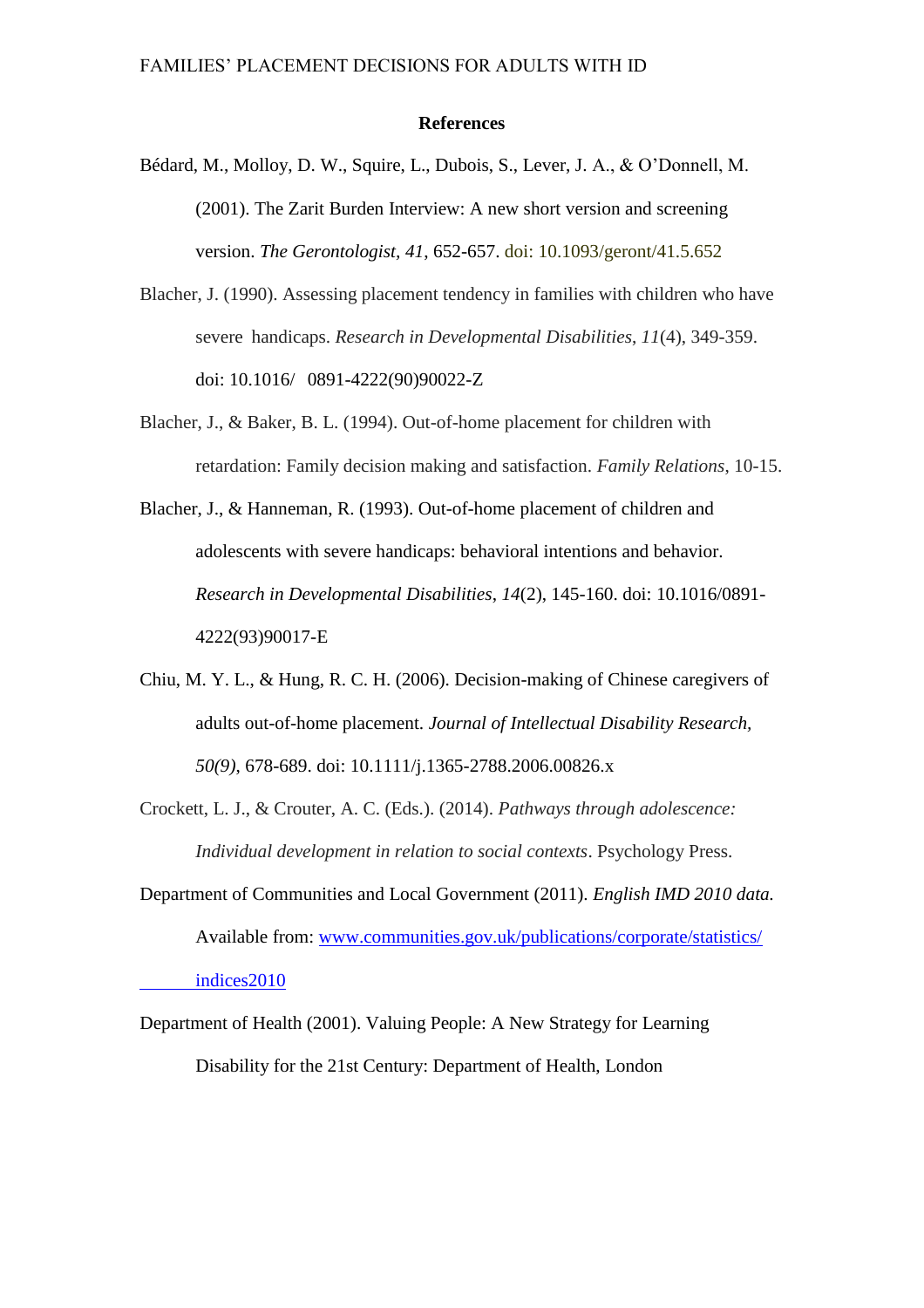## References

Bédard, M., Molloy, D. W., Squire, L., Dubois, S., Lever, J. A., & O'Donnell, M. (2001). The Zarit Burden Interview: A new short version and screening version. *The Gerontologist*, *41*, 652-657. doi: 10.1093/geront/41.5.652

Blacher, J. (1990). Assessing placement tendency in families with children who have severe handicaps. *Research in Developmental Disabilities*, *11*(4), 349-359. doi: 10.1016/ 0891-4222(90)90022-Z

Blacher, J., & Baker, B. L. (1994). Out-of-home placement for children with retardation: Family decision making and satisfaction. *Family Relations*, 10-15.

Blacher, J., & Hanneman, R. (1993). Out-of-home placement of children and adolescents with severe handicaps: behavioral intentions and behavior. *Research in Developmental Disabilities*, *14*(2), 145-160. doi: 10.1016/0891-4222(93)90017-E

Chiu, M. Y. L., & Hung, R. C. H. (2006). Decision-making of Chinese caregivers of adults out-of-home placement. *Journal of Intellectual Disability Research, 50(9)*, 678-689. doi: 10.1111/j.1365-2788.2006.00826.x

Crockett, L. J., & Crouter, A. C. (Eds.). (2014). *Pathways through adolescence: Individual development in relation to social contexts*. Psychology Press.

Department of Communities and Local Government (2011). *English IMD 2010 data.* Available from: www.communities.gov.uk/publications/corporate/statistics/indices2010

Department of Health (2001). Valuing People: A New Strategy for Learning Disability for the 21st Century: Department of Health, London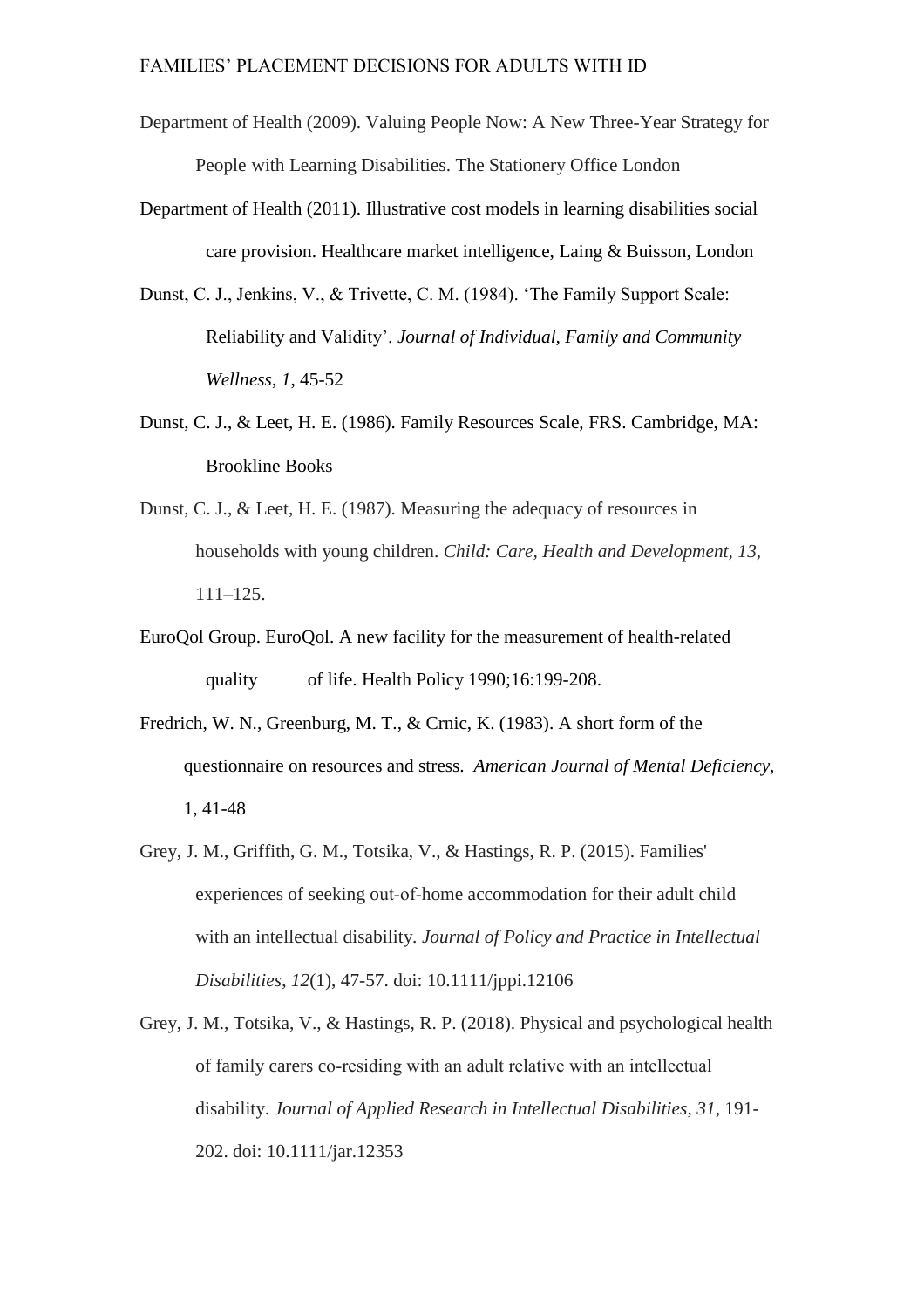Department of Health (2009). Valuing People Now: A New Three-Year Strategy for People with Learning Disabilities. The Stationery Office London

Department of Health (2011). Illustrative cost models in learning disabilities social care provision. Healthcare market intelligence, Laing & Buisson, London

Dunst, C. J., Jenkins, V., & Trivette, C. M. (1984). 'The Family Support Scale: Reliability and Validity'. *Journal of Individual, Family and Community Wellness*, *1*, 45-52

Dunst, C. J., & Leet, H. E. (1986). Family Resources Scale, FRS. Cambridge, MA: Brookline Books

Dunst, C. J., & Leet, H. E. (1987). Measuring the adequacy of resources in households with young children. *Child: Care, Health and Development, 13,* 111–125.

EuroQol Group. EuroQol. A new facility for the measurement of health-related quality of life. Health Policy 1990;16:199-208.

Fredrich, W. N., Greenburg, M. T., & Crnic, K. (1983). A short form of the questionnaire on resources and stress. *American Journal of Mental Deficiency*, 1, 41-48

Grey, J. M., Griffith, G. M., Totsika, V., & Hastings, R. P. (2015). Families' experiences of seeking out-of-home accommodation for their adult child with an intellectual disability. *Journal of Policy and Practice in Intellectual Disabilities*, *12*(1), 47-57. doi: 10.1111/jppi.12106

Grey, J. M., Totsika, V., & Hastings, R. P. (2018). Physical and psychological health of family carers co-residing with an adult relative with an intellectual disability. *Journal of Applied Research in Intellectual Disabilities*, *31*, 191-202. doi: 10.1111/jar.12353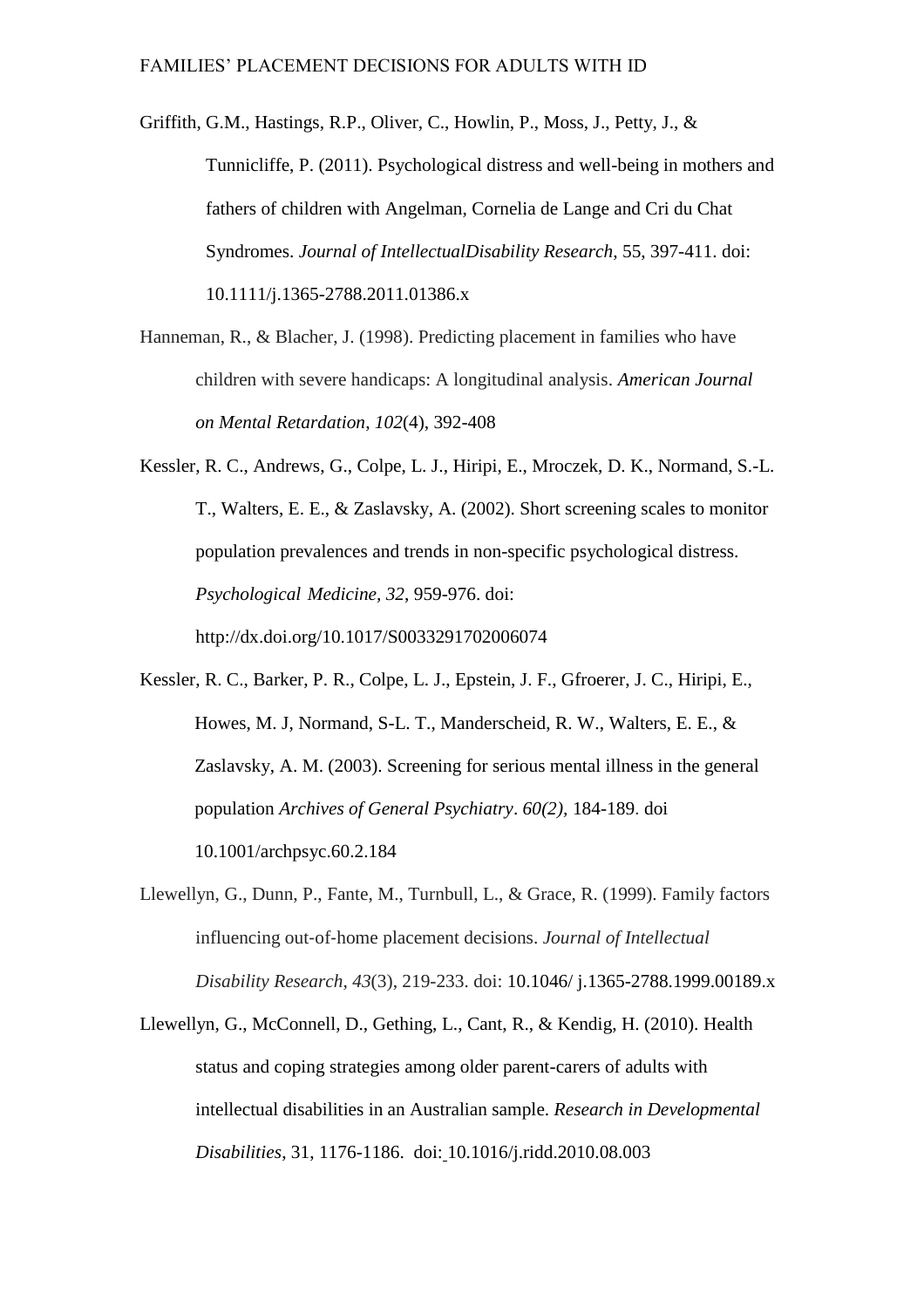Griffith, G.M., Hastings, R.P., Oliver, C., Howlin, P., Moss, J., Petty, J., & Tunnicliffe, P. (2011). Psychological distress and well-being in mothers and fathers of children with Angelman, Cornelia de Lange and Cri du Chat Syndromes. *Journal of IntellectualDisability Research*, 55, 397-411. doi: 10.1111/j.1365-2788.2011.01386.x

Hanneman, R., & Blacher, J. (1998). Predicting placement in families who have children with severe handicaps: A longitudinal analysis. *American Journal on Mental Retardation, 102*(4), 392-408

Kessler, R. C., Andrews, G., Colpe, L. J., Hiripi, E., Mroczek, D. K., Normand, S.-L. T., Walters, E. E., & Zaslavsky, A. (2002). Short screening scales to monitor population prevalences and trends in non-specific psychological distress. *Psychological Medicine, 32*, 959-976. doi: http://dx.doi.org/10.1017/S0033291702006074

Kessler, R. C., Barker, P. R., Colpe, L. J., Epstein, J. F., Gfroerer, J. C., Hiripi, E., Howes, M. J, Normand, S-L. T., Manderscheid, R. W., Walters, E. E., & Zaslavsky, A. M. (2003). Screening for serious mental illness in the general population *Archives of General Psychiatry*. *60(2),* 184-189. doi 10.1001/archpsyc.60.2.184

Llewellyn, G., Dunn, P., Fante, M., Turnbull, L., & Grace, R. (1999). Family factors influencing out-of-home placement decisions. *Journal of Intellectual Disability Research*, *43*(3), 219-233. doi: 10.1046/ j.1365-2788.1999.00189.x

Llewellyn, G., McConnell, D., Gething, L., Cant, R., & Kendig, H. (2010). Health status and coping strategies among older parent-carers of adults with intellectual disabilities in an Australian sample. *Research in Developmental Disabilities*, 31, 1176-1186. doi: 10.1016/j.ridd.2010.08.003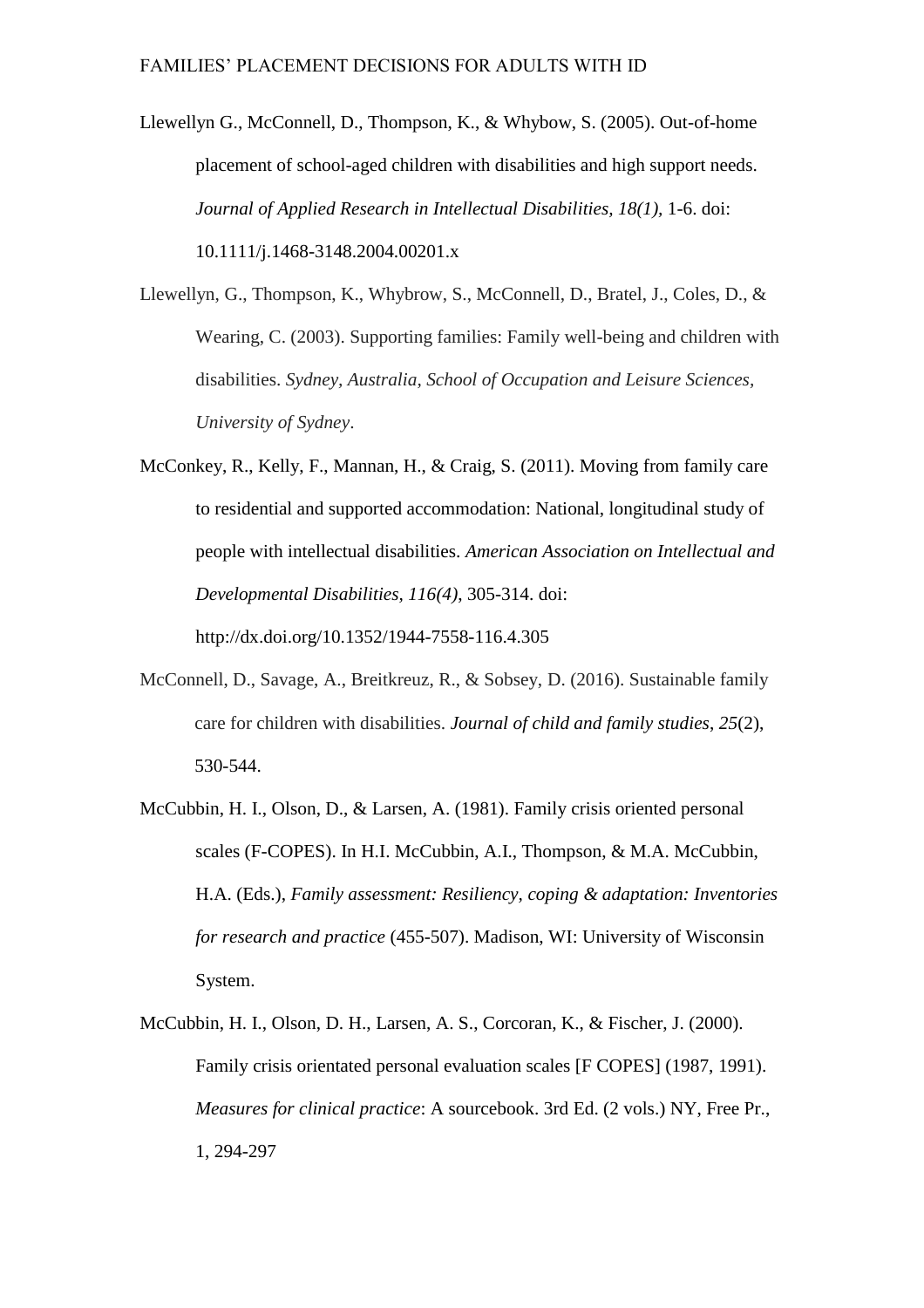Llewellyn G., McConnell, D., Thompson, K., & Whybow, S. (2005). Out-of-home placement of school-aged children with disabilities and high support needs. *Journal of Applied Research in Intellectual Disabilities, 18(1),* 1-6. doi: 10.1111/j.1468-3148.2004.00201.x

Llewellyn, G., Thompson, K., Whybrow, S., McConnell, D., Bratel, J., Coles, D., & Wearing, C. (2003). Supporting families: Family well-being and children with disabilities. *Sydney, Australia, School of Occupation and Leisure Sciences, University of Sydney*.

McConkey, R., Kelly, F., Mannan, H., & Craig, S. (2011). Moving from family care to residential and supported accommodation: National, longitudinal study of people with intellectual disabilities. *American Association on Intellectual and Developmental Disabilities, 116(4),* 305-314. doi: http://dx.doi.org/10.1352/1944-7558-116.4.305

McConnell, D., Savage, A., Breitkreuz, R., & Sobsey, D. (2016). Sustainable family care for children with disabilities. *Journal of child and family studies*, *25*(2), 530-544.

McCubbin, H. I., Olson, D., & Larsen, A. (1981). Family crisis oriented personal scales (F-COPES). In H.I. McCubbin, A.I., Thompson, & M.A. McCubbin, H.A. (Eds.), *Family assessment: Resiliency, coping & adaptation: Inventories for research and practice* (455-507). Madison, WI: University of Wisconsin System.

McCubbin, H. I., Olson, D. H., Larsen, A. S., Corcoran, K., & Fischer, J. (2000). Family crisis orientated personal evaluation scales [F COPES] (1987, 1991). *Measures for clinical practice*: A sourcebook. 3rd Ed. (2 vols.) NY, Free Pr., 1, 294-297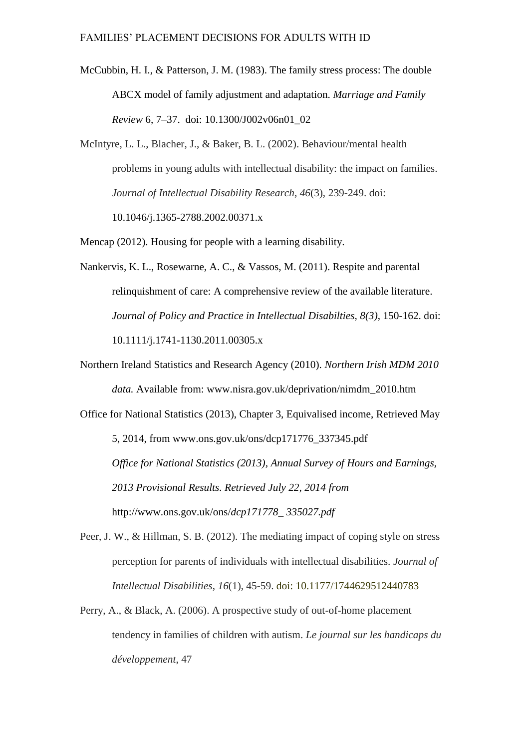McCubbin, H. I., & Patterson, J. M. (1983). The family stress process: The double ABCX model of family adjustment and adaptation. *Marriage and Family Review* 6, 7–37. doi: 10.1300/J002v06n01_02

McIntyre, L. L., Blacher, J., & Baker, B. L. (2002). Behaviour/mental health problems in young adults with intellectual disability: the impact on families. *Journal of Intellectual Disability Research*, *46*(3), 239-249. doi: 10.1046/j.1365-2788.2002.00371.x

Mencap (2012). Housing for people with a learning disability.

Nankervis, K. L., Rosewarne, A. C., & Vassos, M. (2011). Respite and parental relinquishment of care: A comprehensive review of the available literature. *Journal of Policy and Practice in Intellectual Disabilties, 8(3)*, 150-162. doi: 10.1111/j.1741-1130.2011.00305.x

Northern Ireland Statistics and Research Agency (2010). *Northern Irish MDM 2010 data.* Available from: www.nisra.gov.uk/deprivation/nimdm_2010.htm

Office for National Statistics (2013), Chapter 3, Equivalised income, Retrieved May 5, 2014, from www.ons.gov.uk/ons/dcp171776_337345.pdf
*Office for National Statistics (2013), Annual Survey of Hours and Earnings, 2013 Provisional Results. Retrieved July 22, 2014 from* http://www.ons.gov.uk/ons/*dcp171778_ 335027.pdf*

Peer, J. W., & Hillman, S. B. (2012). The mediating impact of coping style on stress perception for parents of individuals with intellectual disabilities. *Journal of Intellectual Disabilities*, *16*(1), 45-59. doi: 10.1177/1744629512440783

Perry, A., & Black, A. (2006). A prospective study of out-of-home placement tendency in families of children with autism. *Le journal sur les handicaps du développement*, 47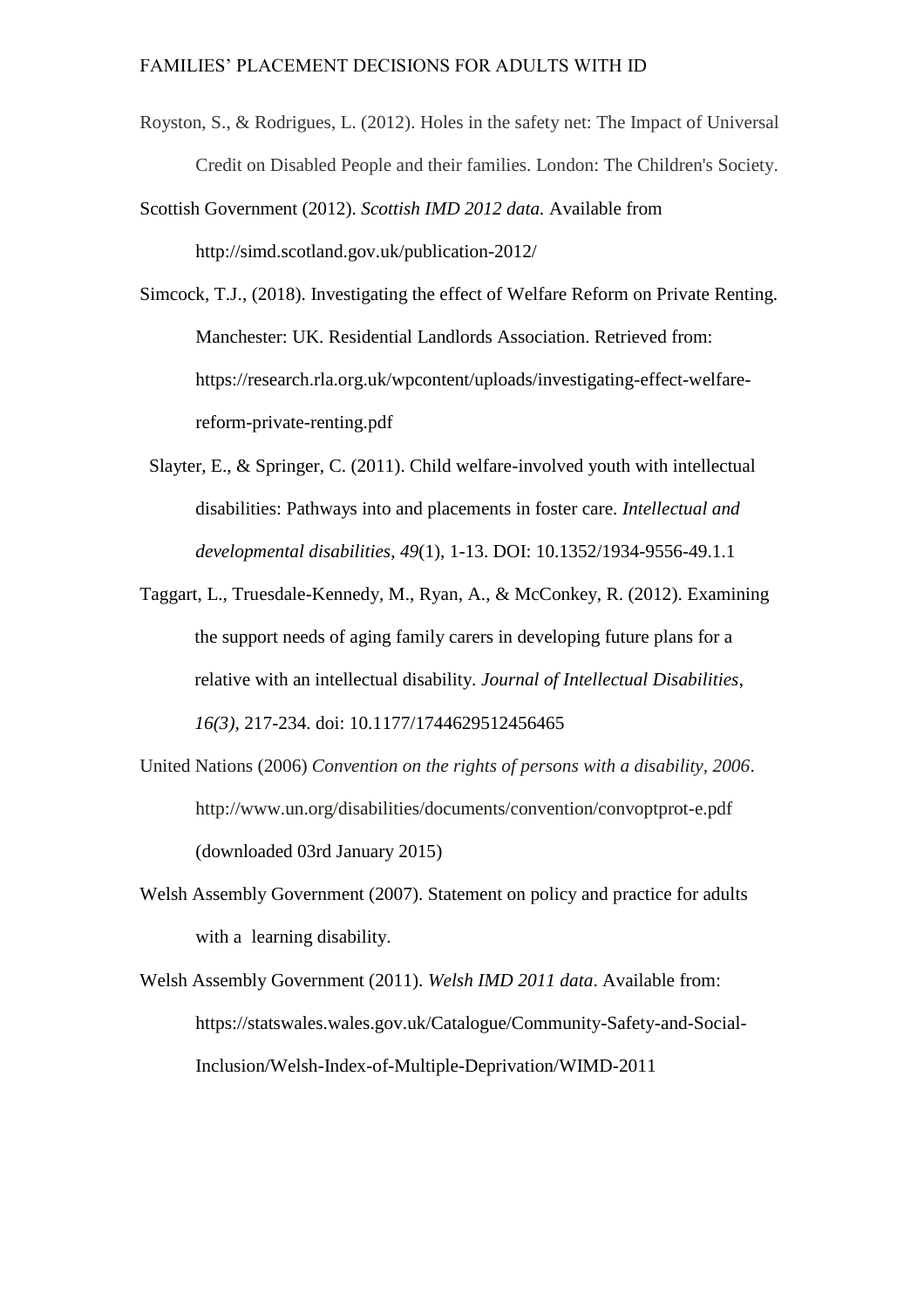Royston, S., & Rodrigues, L. (2012). Holes in the safety net: The Impact of Universal Credit on Disabled People and their families. London: The Children's Society.

Scottish Government (2012). *Scottish IMD 2012 data.* Available from http://simd.scotland.gov.uk/publication-2012/

Simcock, T.J., (2018). Investigating the effect of Welfare Reform on Private Renting. Manchester: UK. Residential Landlords Association. Retrieved from: https://research.rla.org.uk/wpcontent/uploads/investigating-effect-welfare-reform-private-renting.pdf

Slayter, E., & Springer, C. (2011). Child welfare-involved youth with intellectual disabilities: Pathways into and placements in foster care. *Intellectual and developmental disabilities*, *49*(1), 1-13. DOI: 10.1352/1934-9556-49.1.1

Taggart, L., Truesdale-Kennedy, M., Ryan, A., & McConkey, R. (2012). Examining the support needs of aging family carers in developing future plans for a relative with an intellectual disability. *Journal of Intellectual Disabilities*, *16(3)*, 217-234. doi: 10.1177/1744629512456465

United Nations (2006) *Convention on the rights of persons with a disability, 2006*. http://www.un.org/disabilities/documents/convention/convoptprot-e.pdf (downloaded 03rd January 2015)

Welsh Assembly Government (2007). Statement on policy and practice for adults with a learning disability.

Welsh Assembly Government (2011). *Welsh IMD 2011 data*. Available from: https://statswales.wales.gov.uk/Catalogue/Community-Safety-and-Social-Inclusion/Welsh-Index-of-Multiple-Deprivation/WIMD-2011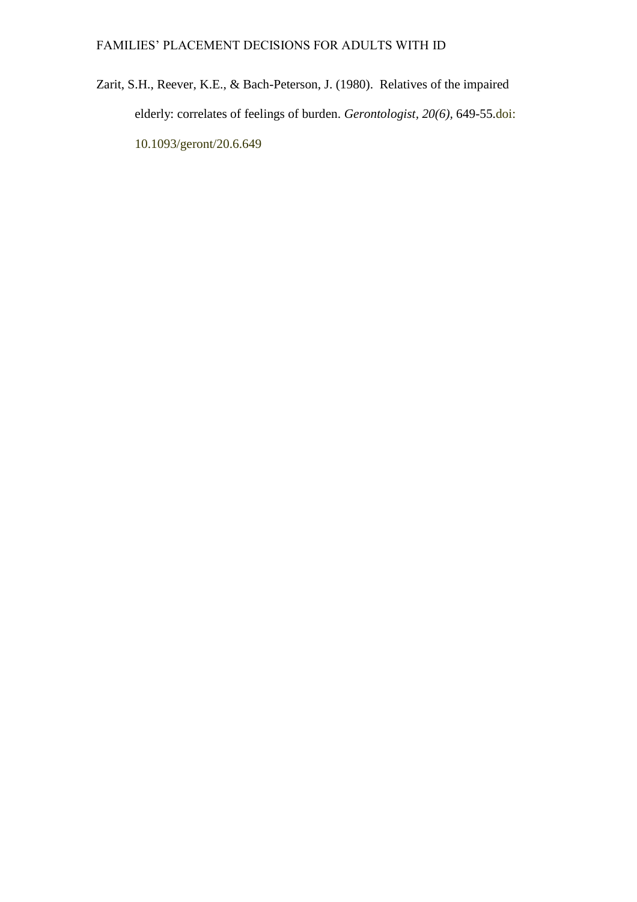Zarit, S.H., Reever, K.E., & Bach-Peterson, J. (1980). Relatives of the impaired elderly: correlates of feelings of burden. *Gerontologist, 20(6),* 649-55.doi: 10.1093/geront/20.6.649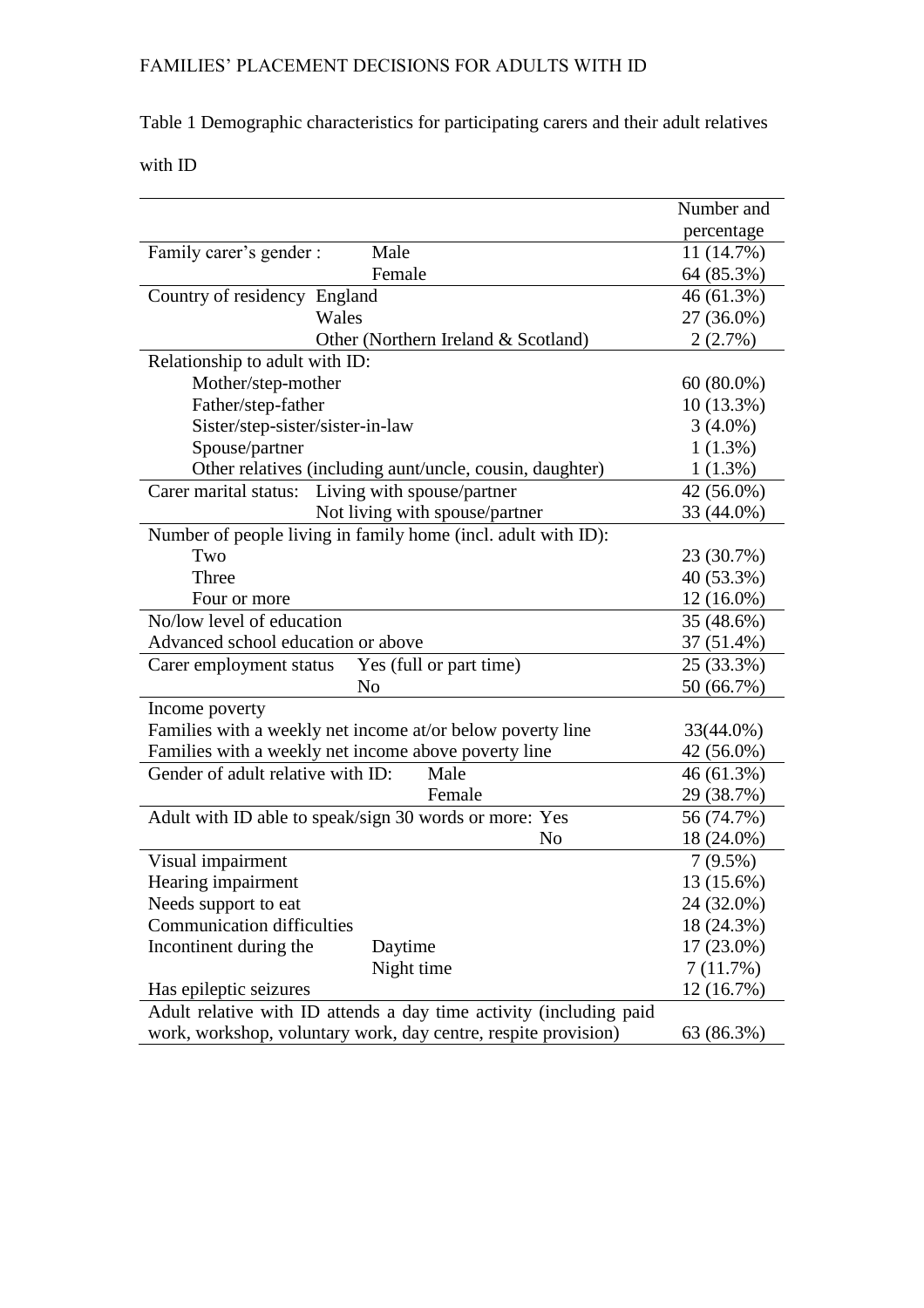Table 1 Demographic characteristics for participating carers and their adult relatives with ID

| | | Number and percentage |
|---|---|---|
| Family carer's gender : | Male | 11 (14.7%) |
| | Female | 64 (85.3%) |
| Country of residency | England | 46 (61.3%) |
| | Wales | 27 (36.0%) |
| | Other (Northern Ireland & Scotland) | 2 (2.7%) |
| Relationship to adult with ID: | | |
| Mother/step-mother | | 60 (80.0%) |
| Father/step-father | | 10 (13.3%) |
| Sister/step-sister/sister-in-law | | 3 (4.0%) |
| Spouse/partner | | 1 (1.3%) |
| Other relatives (including aunt/uncle, cousin, daughter) | | 1 (1.3%) |
| Carer marital status: | Living with spouse/partner | 42 (56.0%) |
| | Not living with spouse/partner | 33 (44.0%) |
| Number of people living in family home (incl. adult with ID): | | |
| Two | | 23 (30.7%) |
| Three | | 40 (53.3%) |
| Four or more | | 12 (16.0%) |
| No/low level of education | | 35 (48.6%) |
| Advanced school education or above | | 37 (51.4%) |
| Carer employment status | Yes (full or part time) | 25 (33.3%) |
| | No | 50 (66.7%) |
| Income poverty | | |
| Families with a weekly net income at/or below poverty line | | 33(44.0%) |
| Families with a weekly net income above poverty line | | 42 (56.0%) |
| Gender of adult relative with ID: | Male | 46 (61.3%) |
| | Female | 29 (38.7%) |
| Adult with ID able to speak/sign 30 words or more: | Yes | 56 (74.7%) |
| | No | 18 (24.0%) |
| Visual impairment | | 7 (9.5%) |
| Hearing impairment | | 13 (15.6%) |
| Needs support to eat | | 24 (32.0%) |
| Communication difficulties | | 18 (24.3%) |
| Incontinent during the | Daytime | 17 (23.0%) |
| | Night time | 7 (11.7%) |
| Has epileptic seizures | | 12 (16.7%) |
| Adult relative with ID attends a day time activity (including paid work, workshop, voluntary work, day centre, respite provision) | | 63 (86.3%) |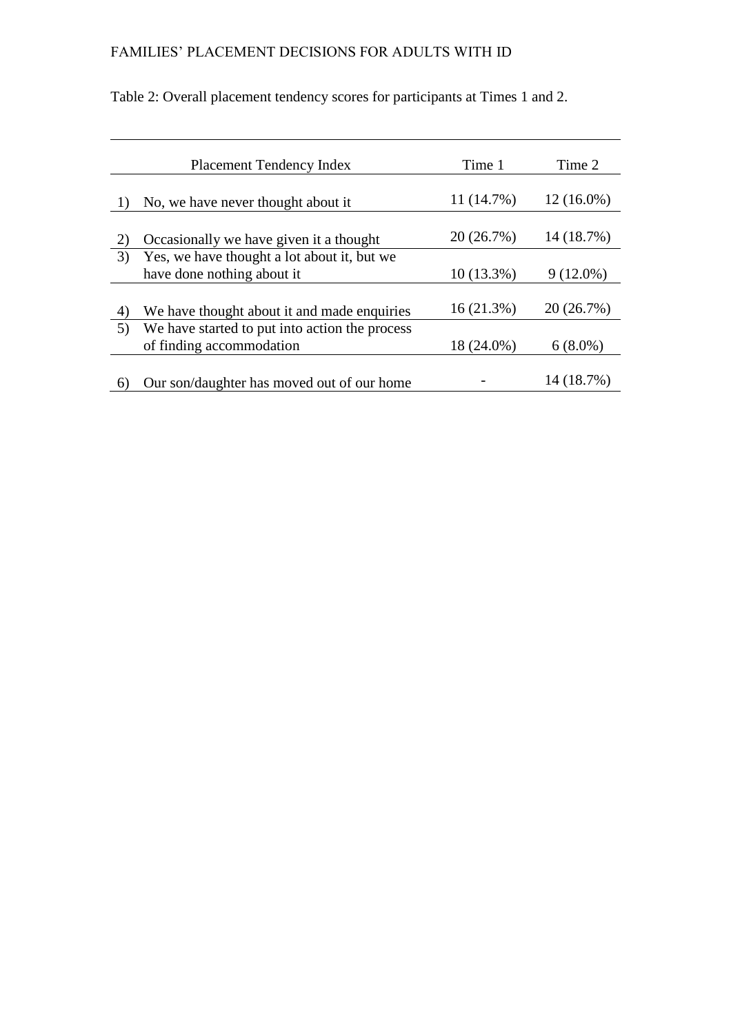Table 2: Overall placement tendency scores for participants at Times 1 and 2.

| | Placement Tendency Index | Time 1 | Time 2 |
|---|---|---|---|
| 1) | No, we have never thought about it | 11 (14.7%) | 12 (16.0%) |
| 2) | Occasionally we have given it a thought | 20 (26.7%) | 14 (18.7%) |
| 3) | Yes, we have thought a lot about it, but we have done nothing about it | 10 (13.3%) | 9 (12.0%) |
| 4) | We have thought about it and made enquiries | 16 (21.3%) | 20 (26.7%) |
| 5) | We have started to put into action the process of finding accommodation | 18 (24.0%) | 6 (8.0%) |
| 6) | Our son/daughter has moved out of our home | - | 14 (18.7%) |